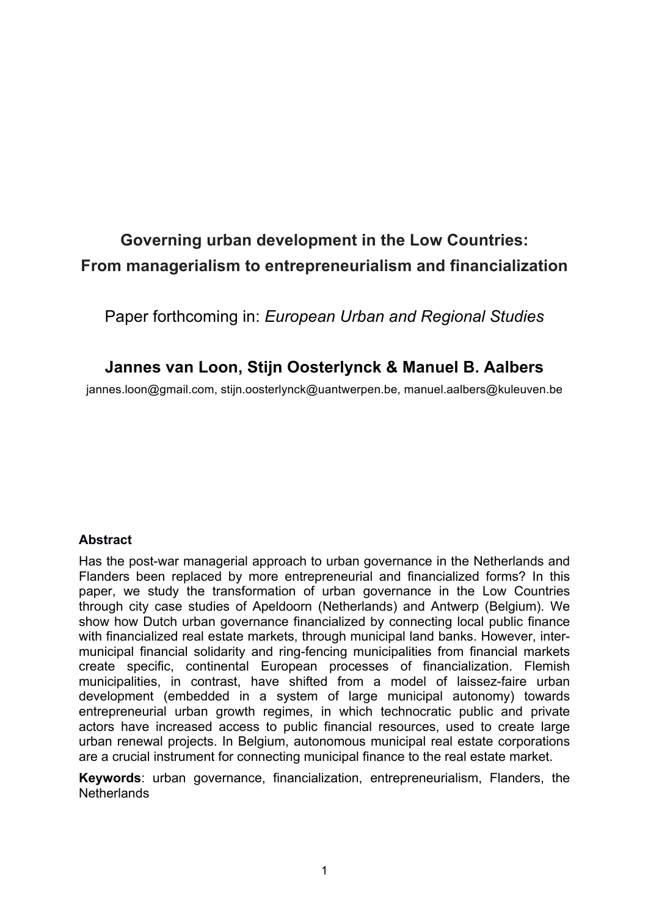# Governing urban development in the Low Countries: From managerialism to entrepreneurialism and financialization

Paper forthcoming in: *European Urban and Regional Studies*

**Jannes van Loon, Stijn Oosterlynck & Manuel B. Aalbers**

jannes.loon@gmail.com, stijn.oosterlynck@uantwerpen.be, manuel.aalbers@kuleuven.be

**Abstract**

Has the post-war managerial approach to urban governance in the Netherlands and Flanders been replaced by more entrepreneurial and financialized forms? In this paper, we study the transformation of urban governance in the Low Countries through city case studies of Apeldoorn (Netherlands) and Antwerp (Belgium). We show how Dutch urban governance financialized by connecting local public finance with financialized real estate markets, through municipal land banks. However, inter-municipal financial solidarity and ring-fencing municipalities from financial markets create specific, continental European processes of financialization. Flemish municipalities, in contrast, have shifted from a model of laissez-faire urban development (embedded in a system of large municipal autonomy) towards entrepreneurial urban growth regimes, in which technocratic public and private actors have increased access to public financial resources, used to create large urban renewal projects. In Belgium, autonomous municipal real estate corporations are a crucial instrument for connecting municipal finance to the real estate market.

**Keywords**: urban governance, financialization, entrepreneurialism, Flanders, the Netherlands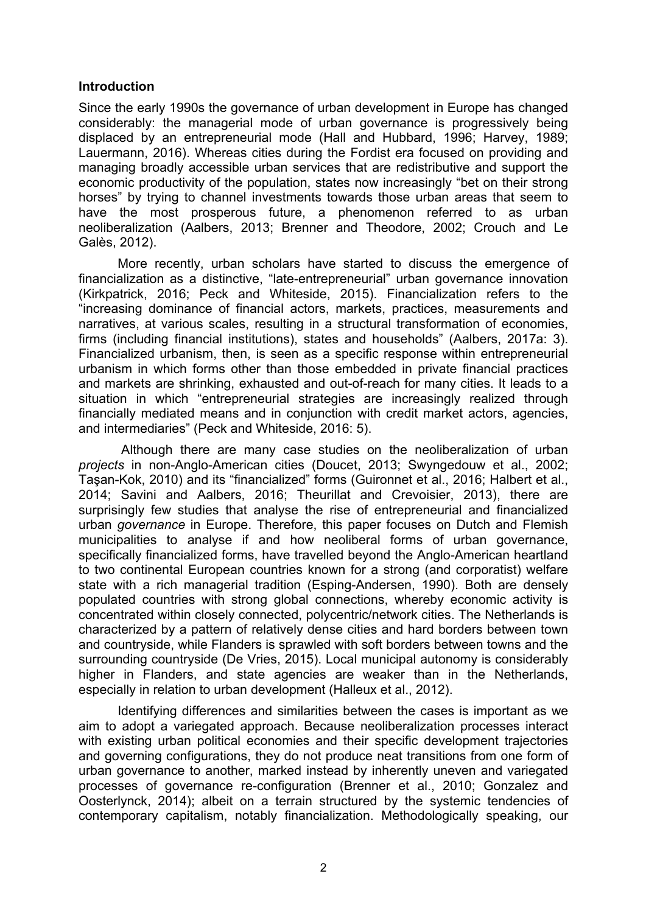## Introduction

Since the early 1990s the governance of urban development in Europe has changed considerably: the managerial mode of urban governance is progressively being displaced by an entrepreneurial mode (Hall and Hubbard, 1996; Harvey, 1989; Lauermann, 2016). Whereas cities during the Fordist era focused on providing and managing broadly accessible urban services that are redistributive and support the economic productivity of the population, states now increasingly "bet on their strong horses" by trying to channel investments towards those urban areas that seem to have the most prosperous future, a phenomenon referred to as urban neoliberalization (Aalbers, 2013; Brenner and Theodore, 2002; Crouch and Le Galès, 2012).

More recently, urban scholars have started to discuss the emergence of financialization as a distinctive, "late-entrepreneurial" urban governance innovation (Kirkpatrick, 2016; Peck and Whiteside, 2015). Financialization refers to the "increasing dominance of financial actors, markets, practices, measurements and narratives, at various scales, resulting in a structural transformation of economies, firms (including financial institutions), states and households" (Aalbers, 2017a: 3). Financialized urbanism, then, is seen as a specific response within entrepreneurial urbanism in which forms other than those embedded in private financial practices and markets are shrinking, exhausted and out-of-reach for many cities. It leads to a situation in which "entrepreneurial strategies are increasingly realized through financially mediated means and in conjunction with credit market actors, agencies, and intermediaries" (Peck and Whiteside, 2016: 5).

Although there are many case studies on the neoliberalization of urban *projects* in non-Anglo-American cities (Doucet, 2013; Swyngedouw et al., 2002; Taşan-Kok, 2010) and its "financialized" forms (Guironnet et al., 2016; Halbert et al., 2014; Savini and Aalbers, 2016; Theurillat and Crevoisier, 2013), there are surprisingly few studies that analyse the rise of entrepreneurial and financialized urban *governance* in Europe. Therefore, this paper focuses on Dutch and Flemish municipalities to analyse if and how neoliberal forms of urban governance, specifically financialized forms, have travelled beyond the Anglo-American heartland to two continental European countries known for a strong (and corporatist) welfare state with a rich managerial tradition (Esping-Andersen, 1990). Both are densely populated countries with strong global connections, whereby economic activity is concentrated within closely connected, polycentric/network cities. The Netherlands is characterized by a pattern of relatively dense cities and hard borders between town and countryside, while Flanders is sprawled with soft borders between towns and the surrounding countryside (De Vries, 2015). Local municipal autonomy is considerably higher in Flanders, and state agencies are weaker than in the Netherlands, especially in relation to urban development (Halleux et al., 2012).

Identifying differences and similarities between the cases is important as we aim to adopt a variegated approach. Because neoliberalization processes interact with existing urban political economies and their specific development trajectories and governing configurations, they do not produce neat transitions from one form of urban governance to another, marked instead by inherently uneven and variegated processes of governance re-configuration (Brenner et al., 2010; Gonzalez and Oosterlynck, 2014); albeit on a terrain structured by the systemic tendencies of contemporary capitalism, notably financialization. Methodologically speaking, our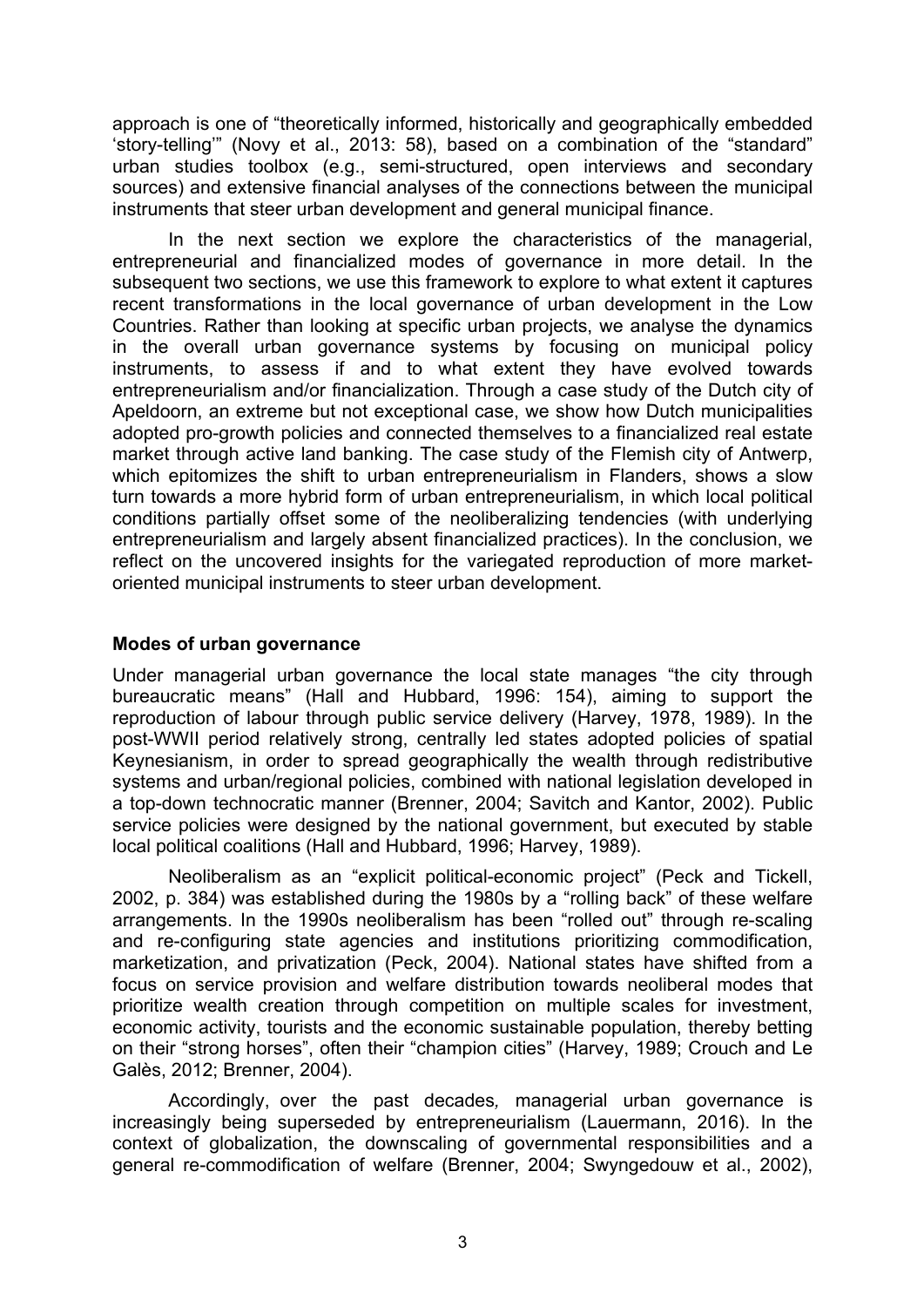approach is one of "theoretically informed, historically and geographically embedded 'story-telling'" (Novy et al., 2013: 58), based on a combination of the "standard" urban studies toolbox (e.g., semi-structured, open interviews and secondary sources) and extensive financial analyses of the connections between the municipal instruments that steer urban development and general municipal finance.

In the next section we explore the characteristics of the managerial, entrepreneurial and financialized modes of governance in more detail. In the subsequent two sections, we use this framework to explore to what extent it captures recent transformations in the local governance of urban development in the Low Countries. Rather than looking at specific urban projects, we analyse the dynamics in the overall urban governance systems by focusing on municipal policy instruments, to assess if and to what extent they have evolved towards entrepreneurialism and/or financialization. Through a case study of the Dutch city of Apeldoorn, an extreme but not exceptional case, we show how Dutch municipalities adopted pro-growth policies and connected themselves to a financialized real estate market through active land banking. The case study of the Flemish city of Antwerp, which epitomizes the shift to urban entrepreneurialism in Flanders, shows a slow turn towards a more hybrid form of urban entrepreneurialism, in which local political conditions partially offset some of the neoliberalizing tendencies (with underlying entrepreneurialism and largely absent financialized practices). In the conclusion, we reflect on the uncovered insights for the variegated reproduction of more market-oriented municipal instruments to steer urban development.

## Modes of urban governance

Under managerial urban governance the local state manages "the city through bureaucratic means" (Hall and Hubbard, 1996: 154), aiming to support the reproduction of labour through public service delivery (Harvey, 1978, 1989). In the post-WWII period relatively strong, centrally led states adopted policies of spatial Keynesianism, in order to spread geographically the wealth through redistributive systems and urban/regional policies, combined with national legislation developed in a top-down technocratic manner (Brenner, 2004; Savitch and Kantor, 2002). Public service policies were designed by the national government, but executed by stable local political coalitions (Hall and Hubbard, 1996; Harvey, 1989).

Neoliberalism as an "explicit political-economic project" (Peck and Tickell, 2002, p. 384) was established during the 1980s by a "rolling back" of these welfare arrangements. In the 1990s neoliberalism has been "rolled out" through re-scaling and re-configuring state agencies and institutions prioritizing commodification, marketization, and privatization (Peck, 2004). National states have shifted from a focus on service provision and welfare distribution towards neoliberal modes that prioritize wealth creation through competition on multiple scales for investment, economic activity, tourists and the economic sustainable population, thereby betting on their "strong horses", often their "champion cities" (Harvey, 1989; Crouch and Le Galès, 2012; Brenner, 2004).

Accordingly, over the past decades, managerial urban governance is increasingly being superseded by entrepreneurialism (Lauermann, 2016). In the context of globalization, the downscaling of governmental responsibilities and a general re-commodification of welfare (Brenner, 2004; Swyngedouw et al., 2002),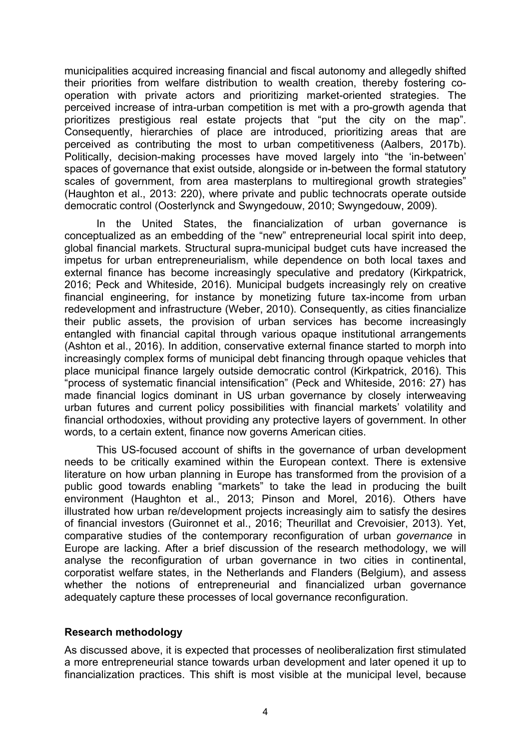municipalities acquired increasing financial and fiscal autonomy and allegedly shifted their priorities from welfare distribution to wealth creation, thereby fostering co-operation with private actors and prioritizing market-oriented strategies. The perceived increase of intra-urban competition is met with a pro-growth agenda that prioritizes prestigious real estate projects that "put the city on the map". Consequently, hierarchies of place are introduced, prioritizing areas that are perceived as contributing the most to urban competitiveness (Aalbers, 2017b). Politically, decision-making processes have moved largely into "the 'in-between' spaces of governance that exist outside, alongside or in-between the formal statutory scales of government, from area masterplans to multiregional growth strategies" (Haughton et al., 2013: 220), where private and public technocrats operate outside democratic control (Oosterlynck and Swyngedouw, 2010; Swyngedouw, 2009).

In the United States, the financialization of urban governance is conceptualized as an embedding of the "new" entrepreneurial local spirit into deep, global financial markets. Structural supra-municipal budget cuts have increased the impetus for urban entrepreneurialism, while dependence on both local taxes and external finance has become increasingly speculative and predatory (Kirkpatrick, 2016; Peck and Whiteside, 2016). Municipal budgets increasingly rely on creative financial engineering, for instance by monetizing future tax-income from urban redevelopment and infrastructure (Weber, 2010). Consequently, as cities financialize their public assets, the provision of urban services has become increasingly entangled with financial capital through various opaque institutional arrangements (Ashton et al., 2016). In addition, conservative external finance started to morph into increasingly complex forms of municipal debt financing through opaque vehicles that place municipal finance largely outside democratic control (Kirkpatrick, 2016). This "process of systematic financial intensification" (Peck and Whiteside, 2016: 27) has made financial logics dominant in US urban governance by closely interweaving urban futures and current policy possibilities with financial markets' volatility and financial orthodoxies, without providing any protective layers of government. In other words, to a certain extent, finance now governs American cities.

This US-focused account of shifts in the governance of urban development needs to be critically examined within the European context. There is extensive literature on how urban planning in Europe has transformed from the provision of a public good towards enabling "markets" to take the lead in producing the built environment (Haughton et al., 2013; Pinson and Morel, 2016). Others have illustrated how urban re/development projects increasingly aim to satisfy the desires of financial investors (Guironnet et al., 2016; Theurillat and Crevoisier, 2013). Yet, comparative studies of the contemporary reconfiguration of urban *governance* in Europe are lacking. After a brief discussion of the research methodology, we will analyse the reconfiguration of urban governance in two cities in continental, corporatist welfare states, in the Netherlands and Flanders (Belgium), and assess whether the notions of entrepreneurial and financialized urban governance adequately capture these processes of local governance reconfiguration.

## Research methodology

As discussed above, it is expected that processes of neoliberalization first stimulated a more entrepreneurial stance towards urban development and later opened it up to financialization practices. This shift is most visible at the municipal level, because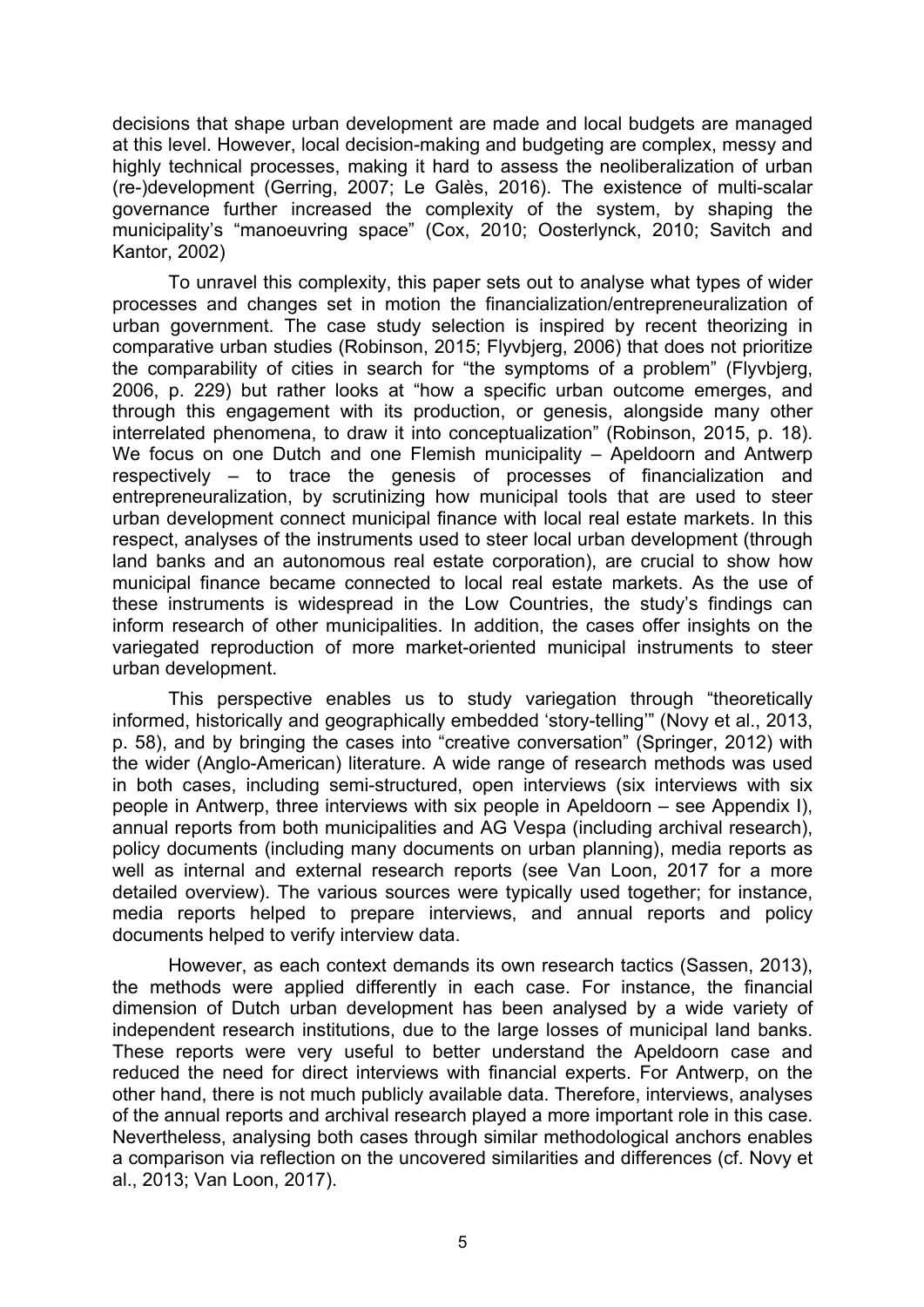decisions that shape urban development are made and local budgets are managed at this level. However, local decision-making and budgeting are complex, messy and highly technical processes, making it hard to assess the neoliberalization of urban (re-)development (Gerring, 2007; Le Galès, 2016). The existence of multi-scalar governance further increased the complexity of the system, by shaping the municipality's "manoeuvring space" (Cox, 2010; Oosterlynck, 2010; Savitch and Kantor, 2002)

To unravel this complexity, this paper sets out to analyse what types of wider processes and changes set in motion the financialization/entrepreneuralization of urban government. The case study selection is inspired by recent theorizing in comparative urban studies (Robinson, 2015; Flyvbjerg, 2006) that does not prioritize the comparability of cities in search for "the symptoms of a problem" (Flyvbjerg, 2006, p. 229) but rather looks at "how a specific urban outcome emerges, and through this engagement with its production, or genesis, alongside many other interrelated phenomena, to draw it into conceptualization" (Robinson, 2015, p. 18). We focus on one Dutch and one Flemish municipality – Apeldoorn and Antwerp respectively – to trace the genesis of processes of financialization and entrepreneuralization, by scrutinizing how municipal tools that are used to steer urban development connect municipal finance with local real estate markets. In this respect, analyses of the instruments used to steer local urban development (through land banks and an autonomous real estate corporation), are crucial to show how municipal finance became connected to local real estate markets. As the use of these instruments is widespread in the Low Countries, the study's findings can inform research of other municipalities. In addition, the cases offer insights on the variegated reproduction of more market-oriented municipal instruments to steer urban development.

This perspective enables us to study variegation through "theoretically informed, historically and geographically embedded 'story-telling'" (Novy et al., 2013, p. 58), and by bringing the cases into "creative conversation" (Springer, 2012) with the wider (Anglo-American) literature. A wide range of research methods was used in both cases, including semi-structured, open interviews (six interviews with six people in Antwerp, three interviews with six people in Apeldoorn – see Appendix I), annual reports from both municipalities and AG Vespa (including archival research), policy documents (including many documents on urban planning), media reports as well as internal and external research reports (see Van Loon, 2017 for a more detailed overview). The various sources were typically used together; for instance, media reports helped to prepare interviews, and annual reports and policy documents helped to verify interview data.

However, as each context demands its own research tactics (Sassen, 2013), the methods were applied differently in each case. For instance, the financial dimension of Dutch urban development has been analysed by a wide variety of independent research institutions, due to the large losses of municipal land banks. These reports were very useful to better understand the Apeldoorn case and reduced the need for direct interviews with financial experts. For Antwerp, on the other hand, there is not much publicly available data. Therefore, interviews, analyses of the annual reports and archival research played a more important role in this case. Nevertheless, analysing both cases through similar methodological anchors enables a comparison via reflection on the uncovered similarities and differences (cf. Novy et al., 2013; Van Loon, 2017).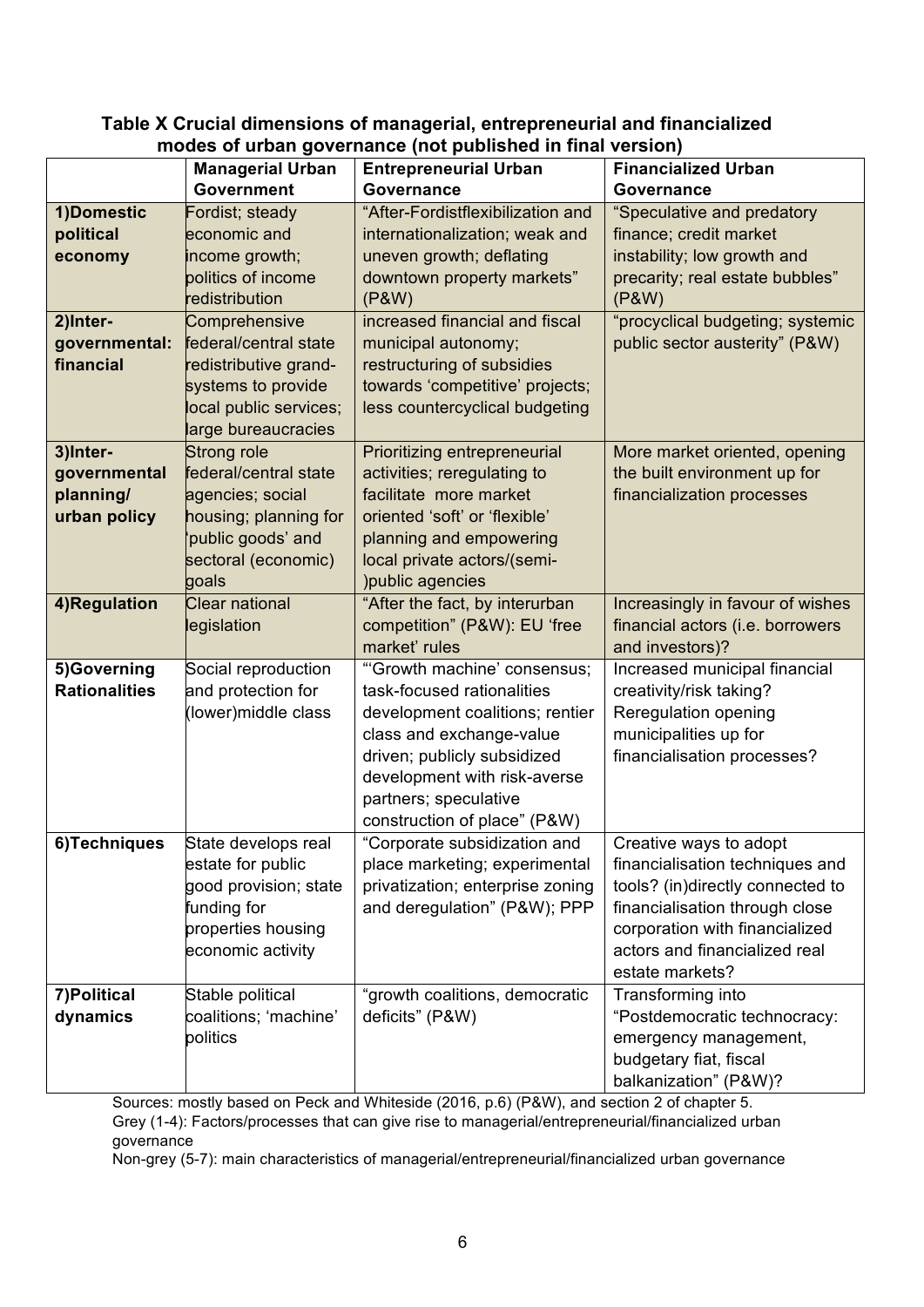**Table X Crucial dimensions of managerial, entrepreneurial and financialized modes of urban governance (not published in final version)**

| | Managerial Urban Government | Entrepreneurial Urban Governance | Financialized Urban Governance |
|---|---|---|---|
| **1)Domestic political economy** | Fordist; steady economic and income growth; politics of income redistribution | "After-Fordistflexibilization and internationalization; weak and uneven growth; deflating downtown property markets" (P&W) | "Speculative and predatory finance; credit market instability; low growth and precarity; real estate bubbles" (P&W) |
| **2)Inter-governmental: financial** | Comprehensive federal/central state redistributive grand-systems to provide local public services; large bureaucracies | increased financial and fiscal municipal autonomy; restructuring of subsidies towards 'competitive' projects; less countercyclical budgeting | "procyclical budgeting; systemic public sector austerity" (P&W) |
| **3)Inter-governmental planning/ urban policy** | Strong role federal/central state agencies; social housing; planning for 'public goods' and sectoral (economic) goals | Prioritizing entrepreneurial activities; reregulating to facilitate more market oriented 'soft' or 'flexible' planning and empowering local private actors/(semi-)public agencies | More market oriented, opening the built environment up for financialization processes |
| **4)Regulation** | Clear national legislation | "After the fact, by interurban competition" (P&W): EU 'free market' rules | Increasingly in favour of wishes financial actors (i.e. borrowers and investors)? |
| **5)Governing Rationalities** | Social reproduction and protection for (lower)middle class | "'Growth machine' consensus; task-focused rationalities development coalitions; rentier class and exchange-value driven; publicly subsidized development with risk-averse partners; speculative construction of place" (P&W) | Increased municipal financial creativity/risk taking? Reregulation opening municipalities up for financialisation processes? |
| **6)Techniques** | State develops real estate for public good provision; state funding for properties housing economic activity | "Corporate subsidization and place marketing; experimental privatization; enterprise zoning and deregulation" (P&W); PPP | Creative ways to adopt financialisation techniques and tools? (in)directly connected to financialisation through close corporation with financialized actors and financialized real estate markets? |
| **7)Political dynamics** | Stable political coalitions; 'machine' politics | "growth coalitions, democratic deficits" (P&W) | Transforming into "Postdemocratic technocracy: emergency management, budgetary fiat, fiscal balkanization" (P&W)? |

Sources: mostly based on Peck and Whiteside (2016, p.6) (P&W), and section 2 of chapter 5.
Grey (1-4): Factors/processes that can give rise to managerial/entrepreneurial/financialized urban governance
Non-grey (5-7): main characteristics of managerial/entrepreneurial/financialized urban governance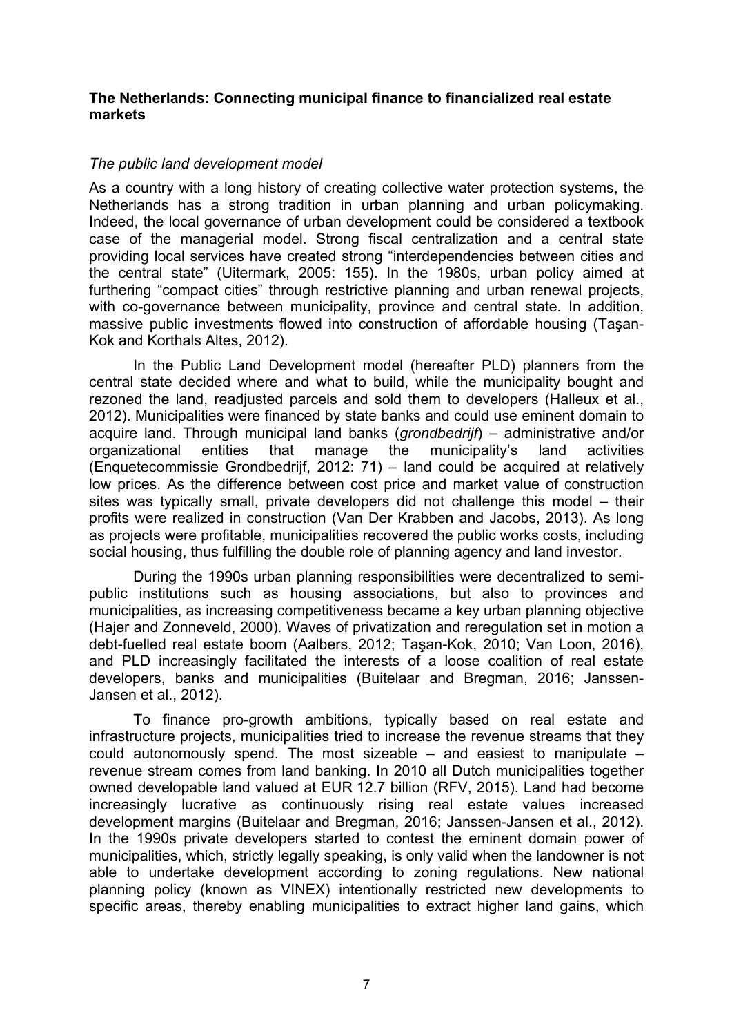### The Netherlands: Connecting municipal finance to financialized real estate markets

*The public land development model*

As a country with a long history of creating collective water protection systems, the Netherlands has a strong tradition in urban planning and urban policymaking. Indeed, the local governance of urban development could be considered a textbook case of the managerial model. Strong fiscal centralization and a central state providing local services have created strong "interdependencies between cities and the central state" (Uitermark, 2005: 155). In the 1980s, urban policy aimed at furthering "compact cities" through restrictive planning and urban renewal projects, with co-governance between municipality, province and central state. In addition, massive public investments flowed into construction of affordable housing (Taşan-Kok and Korthals Altes, 2012).

In the Public Land Development model (hereafter PLD) planners from the central state decided where and what to build, while the municipality bought and rezoned the land, readjusted parcels and sold them to developers (Halleux et al., 2012). Municipalities were financed by state banks and could use eminent domain to acquire land. Through municipal land banks (*grondbedrijf*) – administrative and/or organizational entities that manage the municipality's land activities (Enquetecommissie Grondbedrijf, 2012: 71) – land could be acquired at relatively low prices. As the difference between cost price and market value of construction sites was typically small, private developers did not challenge this model – their profits were realized in construction (Van Der Krabben and Jacobs, 2013). As long as projects were profitable, municipalities recovered the public works costs, including social housing, thus fulfilling the double role of planning agency and land investor.

During the 1990s urban planning responsibilities were decentralized to semi-public institutions such as housing associations, but also to provinces and municipalities, as increasing competitiveness became a key urban planning objective (Hajer and Zonneveld, 2000). Waves of privatization and reregulation set in motion a debt-fuelled real estate boom (Aalbers, 2012; Taşan-Kok, 2010; Van Loon, 2016), and PLD increasingly facilitated the interests of a loose coalition of real estate developers, banks and municipalities (Buitelaar and Bregman, 2016; Janssen-Jansen et al., 2012).

To finance pro-growth ambitions, typically based on real estate and infrastructure projects, municipalities tried to increase the revenue streams that they could autonomously spend. The most sizeable – and easiest to manipulate – revenue stream comes from land banking. In 2010 all Dutch municipalities together owned developable land valued at EUR 12.7 billion (RFV, 2015). Land had become increasingly lucrative as continuously rising real estate values increased development margins (Buitelaar and Bregman, 2016; Janssen-Jansen et al., 2012). In the 1990s private developers started to contest the eminent domain power of municipalities, which, strictly legally speaking, is only valid when the landowner is not able to undertake development according to zoning regulations. New national planning policy (known as VINEX) intentionally restricted new developments to specific areas, thereby enabling municipalities to extract higher land gains, which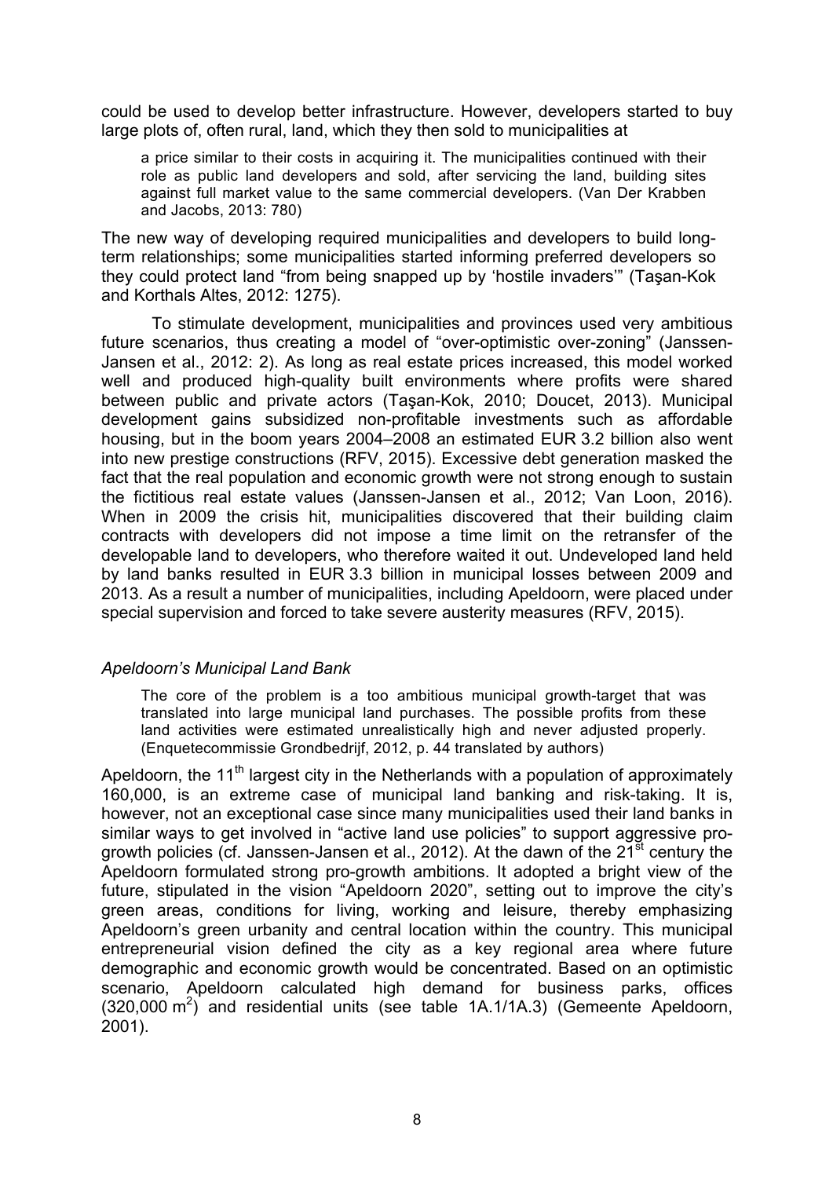could be used to develop better infrastructure. However, developers started to buy large plots of, often rural, land, which they then sold to municipalities at

> a price similar to their costs in acquiring it. The municipalities continued with their role as public land developers and sold, after servicing the land, building sites against full market value to the same commercial developers. (Van Der Krabben and Jacobs, 2013: 780)

The new way of developing required municipalities and developers to build long-term relationships; some municipalities started informing preferred developers so they could protect land "from being snapped up by 'hostile invaders'" (Taşan-Kok and Korthals Altes, 2012: 1275).

To stimulate development, municipalities and provinces used very ambitious future scenarios, thus creating a model of "over-optimistic over-zoning" (Janssen-Jansen et al., 2012: 2). As long as real estate prices increased, this model worked well and produced high-quality built environments where profits were shared between public and private actors (Taşan-Kok, 2010; Doucet, 2013). Municipal development gains subsidized non-profitable investments such as affordable housing, but in the boom years 2004–2008 an estimated EUR 3.2 billion also went into new prestige constructions (RFV, 2015). Excessive debt generation masked the fact that the real population and economic growth were not strong enough to sustain the fictitious real estate values (Janssen-Jansen et al., 2012; Van Loon, 2016). When in 2009 the crisis hit, municipalities discovered that their building claim contracts with developers did not impose a time limit on the retransfer of the developable land to developers, who therefore waited it out. Undeveloped land held by land banks resulted in EUR 3.3 billion in municipal losses between 2009 and 2013. As a result a number of municipalities, including Apeldoorn, were placed under special supervision and forced to take severe austerity measures (RFV, 2015).

### *Apeldoorn's Municipal Land Bank*

> The core of the problem is a too ambitious municipal growth-target that was translated into large municipal land purchases. The possible profits from these land activities were estimated unrealistically high and never adjusted properly. (Enquetecommissie Grondbedrijf, 2012, p. 44 translated by authors)

Apeldoorn, the 11th largest city in the Netherlands with a population of approximately 160,000, is an extreme case of municipal land banking and risk-taking. It is, however, not an exceptional case since many municipalities used their land banks in similar ways to get involved in "active land use policies" to support aggressive pro-growth policies (cf. Janssen-Jansen et al., 2012). At the dawn of the 21st century the Apeldoorn formulated strong pro-growth ambitions. It adopted a bright view of the future, stipulated in the vision "Apeldoorn 2020", setting out to improve the city's green areas, conditions for living, working and leisure, thereby emphasizing Apeldoorn's green urbanity and central location within the country. This municipal entrepreneurial vision defined the city as a key regional area where future demographic and economic growth would be concentrated. Based on an optimistic scenario, Apeldoorn calculated high demand for business parks, offices (320,000 $m^2$) and residential units (see table 1A.1/1A.3) (Gemeente Apeldoorn, 2001).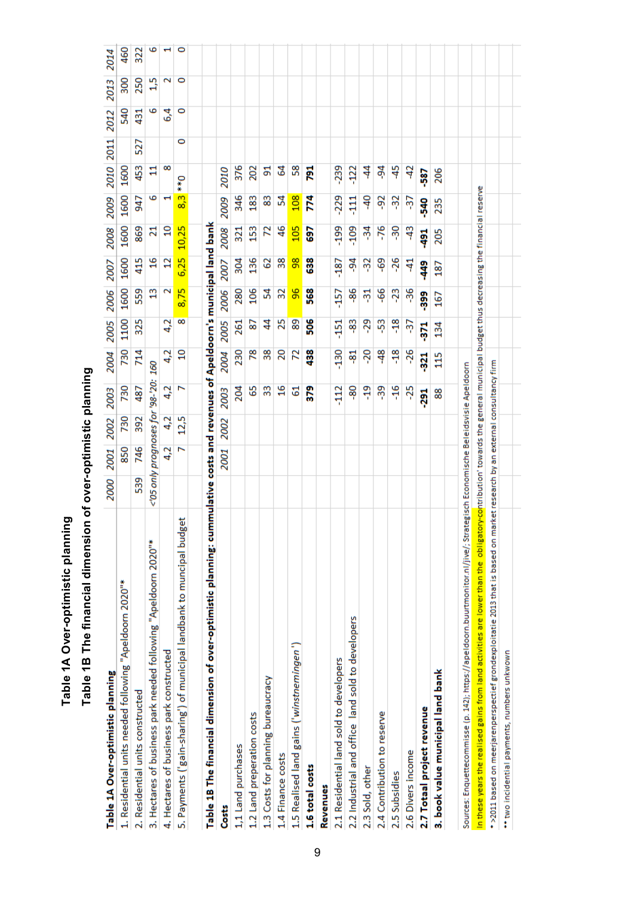# Table 1A Over-optimistic planning

# Table 1B The financial dimension of over-optimistic planning

| Table 1A Over-optimistic planning | 2000 | 2001 | 2002 | 2003 | 2004 | 2005 | 2006 | 2007 | 2008 | 2009 | 2010 | 2011 | 2012 | 2013 | 2014 |
|---|---|---|---|---|---|---|---|---|---|---|---|---|---|---|---|
| 1. Residential units needed following "Apeldoorn 2020"* | | 850 | 730 | 730 | 730 | 1100 | 1600 | 1600 | 1600 | 1600 | 1600 | | 540 | 300 | 460 |
| 2. Residential units constructed | 539 | 746 | 392 | 487 | 714 | 325 | 559 | 415 | 869 | 947 | 453 | 527 | 431 | 250 | 322 |
| 3. Hectares of business park needed following "Apeldoorn 2020"* | <'05 only prognoses for '98-'20: 160 | | | | | | 13 | 16 | 21 | 9 | 11 | | 6 | 1,5 | 6 |
| 4. Hectares of business park constructed | | 4,2 | 4,2 | 4,2 | 4,2 | 4,2 | 2 | 12 | 10 | 1 | 8 | | 6,4 | 2 | 1 |
| 5. Payments ('gain-sharing') of municipal landbank to muncipal budget | | 7 | 12,5 | 7 | 10 | 8 | 8,75 | 6,25 | 10,25 | 8,3 | **0 | 0 | 0 | 0 | 0 |

**Table 1B The financial dimension of over-optimistic planning: cummulative costs and revenues of Apeldoorn's municipal land bank**

| Costs | 2001 | 2002 | 2003 | 2004 | 2005 | 2006 | 2007 | 2008 | 2009 | 2010 |
|---|---|---|---|---|---|---|---|---|---|---|
| 1.1 Land purchases | | | 204 | 230 | 261 | 280 | 304 | 321 | 346 | 376 |
| 1.2 Land preparation costs | | | 65 | 78 | 87 | 106 | 136 | 153 | 183 | 202 |
| 1.3 Costs for planning bureaucracy | | | 33 | 38 | 44 | 54 | 62 | 72 | 83 | 91 |
| 1.4 Finance costs | | | 16 | 20 | 25 | 32 | 38 | 46 | 54 | 64 |
| 1.5 Realised land gains ('*winstnemingen*') | | | 61 | 72 | 89 | 96 | 98 | 105 | 108 | 58 |
| **1.6 total costs** | | | **379** | **438** | **506** | **568** | **638** | **697** | **774** | **791** |
| **Revenues** | | | | | | | | | | |
| 2.1 Residential land sold to developers | | | -112 | -130 | -151 | -157 | -187 | -199 | -229 | -239 |
| 2.2 Industrial and office land sold to developers | | | -80 | -81 | -83 | -86 | -94 | -109 | -111 | -122 |
| 2.3 Sold, other | | | -19 | -20 | -29 | -31 | -32 | -34 | -40 | -44 |
| 2.4 Contribution to reserve | | | -39 | -48 | -53 | -66 | -69 | -76 | -92 | -94 |
| 2.5 Subsidies | | | -16 | -18 | -18 | -23 | -26 | -30 | -32 | -45 |
| 2.6 Divers income | | | -25 | -26 | -37 | -36 | -41 | -43 | -37 | -42 |
| **2.7 Totaal project revenue** | | | **-291** | **-321** | **-371** | **-399** | **-449** | **-491** | **-540** | **-587** |
| **3. book value municipal land bank** | | | 88 | 115 | 134 | 167 | 187 | 205 | 235 | 206 |

Sources: Enquettecommisse (p. 142); https://apeldoorn.buurtmonitor.nl/jive/; Strategisch Economische Beleidsvisie Apeldoorn

In these years the realised gains from land activities are lower than the obligatory-contribution' towards the general municipal budget thus decreasing the financial reserve

* >2011 based on meerjarenperspectief grondexploitatie 2013 that is based on market research by an external consultancy firm

** two incidential payments, numbers unkwown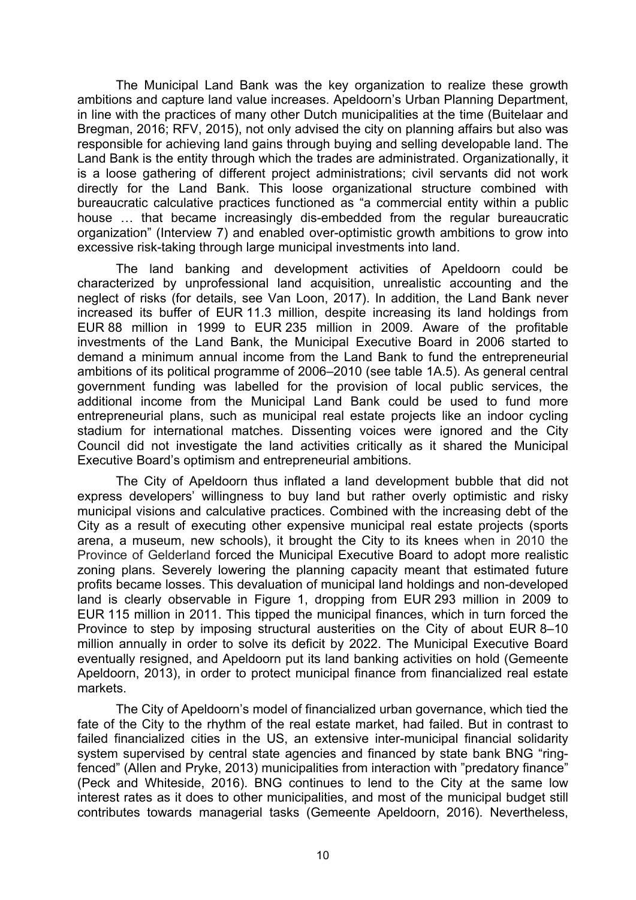The Municipal Land Bank was the key organization to realize these growth ambitions and capture land value increases. Apeldoorn's Urban Planning Department, in line with the practices of many other Dutch municipalities at the time (Buitelaar and Bregman, 2016; RFV, 2015), not only advised the city on planning affairs but also was responsible for achieving land gains through buying and selling developable land. The Land Bank is the entity through which the trades are administrated. Organizationally, it is a loose gathering of different project administrations; civil servants did not work directly for the Land Bank. This loose organizational structure combined with bureaucratic calculative practices functioned as "a commercial entity within a public house … that became increasingly dis-embedded from the regular bureaucratic organization" (Interview 7) and enabled over-optimistic growth ambitions to grow into excessive risk-taking through large municipal investments into land.

The land banking and development activities of Apeldoorn could be characterized by unprofessional land acquisition, unrealistic accounting and the neglect of risks (for details, see Van Loon, 2017). In addition, the Land Bank never increased its buffer of EUR 11.3 million, despite increasing its land holdings from EUR 88 million in 1999 to EUR 235 million in 2009. Aware of the profitable investments of the Land Bank, the Municipal Executive Board in 2006 started to demand a minimum annual income from the Land Bank to fund the entrepreneurial ambitions of its political programme of 2006–2010 (see table 1A.5). As general central government funding was labelled for the provision of local public services, the additional income from the Municipal Land Bank could be used to fund more entrepreneurial plans, such as municipal real estate projects like an indoor cycling stadium for international matches. Dissenting voices were ignored and the City Council did not investigate the land activities critically as it shared the Municipal Executive Board's optimism and entrepreneurial ambitions.

The City of Apeldoorn thus inflated a land development bubble that did not express developers' willingness to buy land but rather overly optimistic and risky municipal visions and calculative practices. Combined with the increasing debt of the City as a result of executing other expensive municipal real estate projects (sports arena, a museum, new schools), it brought the City to its knees when in 2010 the Province of Gelderland forced the Municipal Executive Board to adopt more realistic zoning plans. Severely lowering the planning capacity meant that estimated future profits became losses. This devaluation of municipal land holdings and non-developed land is clearly observable in Figure 1, dropping from EUR 293 million in 2009 to EUR 115 million in 2011. This tipped the municipal finances, which in turn forced the Province to step by imposing structural austerities on the City of about EUR 8–10 million annually in order to solve its deficit by 2022. The Municipal Executive Board eventually resigned, and Apeldoorn put its land banking activities on hold (Gemeente Apeldoorn, 2013), in order to protect municipal finance from financialized real estate markets.

The City of Apeldoorn's model of financialized urban governance, which tied the fate of the City to the rhythm of the real estate market, had failed. But in contrast to failed financialized cities in the US, an extensive inter-municipal financial solidarity system supervised by central state agencies and financed by state bank BNG "ring-fenced" (Allen and Pryke, 2013) municipalities from interaction with "predatory finance" (Peck and Whiteside, 2016). BNG continues to lend to the City at the same low interest rates as it does to other municipalities, and most of the municipal budget still contributes towards managerial tasks (Gemeente Apeldoorn, 2016). Nevertheless,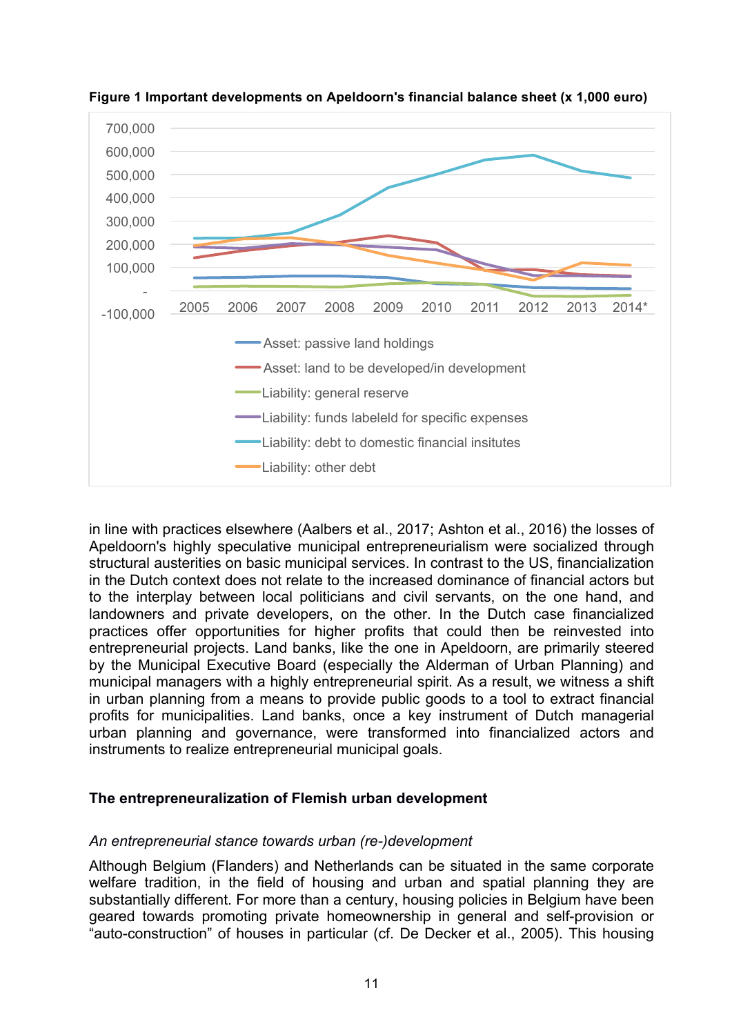**Figure 1 Important developments on Apeldoorn's financial balance sheet (x 1,000 euro)**

700,000
600,000
500,000
400,000
300,000
200,000
100,000
-
-100,000

2005 2006 2007 2008 2009 2010 2011 2012 2013 2014*

Asset: passive land holdings
Asset: land to be developed/in development
Liability: general reserve
Liability: funds labeleld for specific expenses
Liability: debt to domestic financial insitutes
Liability: other debt

in line with practices elsewhere (Aalbers et al., 2017; Ashton et al., 2016) the losses of Apeldoorn's highly speculative municipal entrepreneurialism were socialized through structural austerities on basic municipal services. In contrast to the US, financialization in the Dutch context does not relate to the increased dominance of financial actors but to the interplay between local politicians and civil servants, on the one hand, and landowners and private developers, on the other. In the Dutch case financialized practices offer opportunities for higher profits that could then be reinvested into entrepreneurial projects. Land banks, like the one in Apeldoorn, are primarily steered by the Municipal Executive Board (especially the Alderman of Urban Planning) and municipal managers with a highly entrepreneurial spirit. As a result, we witness a shift in urban planning from a means to provide public goods to a tool to extract financial profits for municipalities. Land banks, once a key instrument of Dutch managerial urban planning and governance, were transformed into financialized actors and instruments to realize entrepreneurial municipal goals.

## The entrepreneuralization of Flemish urban development

*An entrepreneurial stance towards urban (re-)development*

Although Belgium (Flanders) and Netherlands can be situated in the same corporate welfare tradition, in the field of housing and urban and spatial planning they are substantially different. For more than a century, housing policies in Belgium have been geared towards promoting private homeownership in general and self-provision or "auto-construction" of houses in particular (cf. De Decker et al., 2005). This housing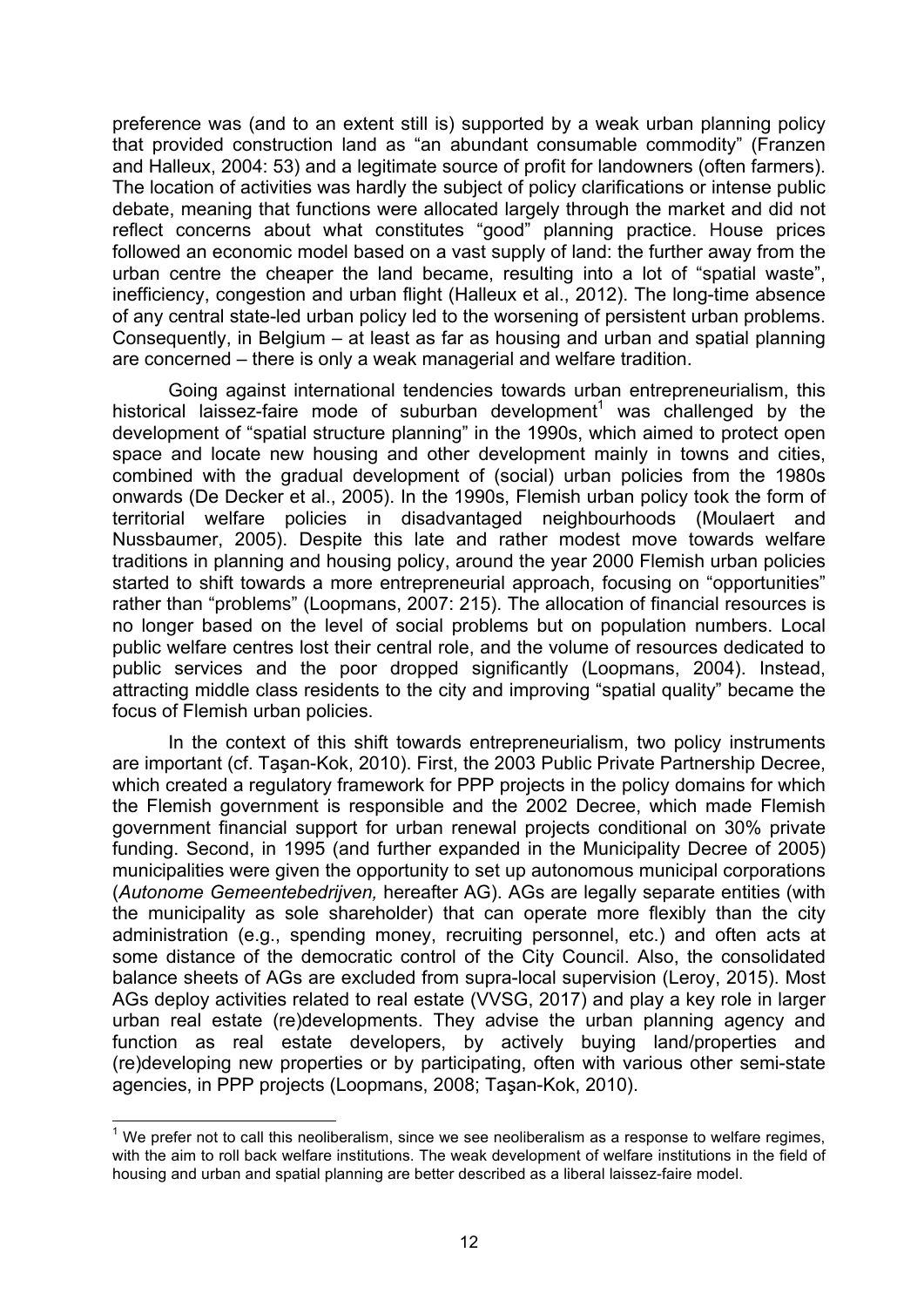preference was (and to an extent still is) supported by a weak urban planning policy that provided construction land as "an abundant consumable commodity" (Franzen and Halleux, 2004: 53) and a legitimate source of profit for landowners (often farmers). The location of activities was hardly the subject of policy clarifications or intense public debate, meaning that functions were allocated largely through the market and did not reflect concerns about what constitutes "good" planning practice. House prices followed an economic model based on a vast supply of land: the further away from the urban centre the cheaper the land became, resulting into a lot of "spatial waste", inefficiency, congestion and urban flight (Halleux et al., 2012). The long-time absence of any central state-led urban policy led to the worsening of persistent urban problems. Consequently, in Belgium – at least as far as housing and urban and spatial planning are concerned – there is only a weak managerial and welfare tradition.

Going against international tendencies towards urban entrepreneurialism, this historical laissez-faire mode of suburban development[1] was challenged by the development of "spatial structure planning" in the 1990s, which aimed to protect open space and locate new housing and other development mainly in towns and cities, combined with the gradual development of (social) urban policies from the 1980s onwards (De Decker et al., 2005). In the 1990s, Flemish urban policy took the form of territorial welfare policies in disadvantaged neighbourhoods (Moulaert and Nussbaumer, 2005). Despite this late and rather modest move towards welfare traditions in planning and housing policy, around the year 2000 Flemish urban policies started to shift towards a more entrepreneurial approach, focusing on "opportunities" rather than "problems" (Loopmans, 2007: 215). The allocation of financial resources is no longer based on the level of social problems but on population numbers. Local public welfare centres lost their central role, and the volume of resources dedicated to public services and the poor dropped significantly (Loopmans, 2004). Instead, attracting middle class residents to the city and improving "spatial quality" became the focus of Flemish urban policies.

In the context of this shift towards entrepreneurialism, two policy instruments are important (cf. Taşan-Kok, 2010). First, the 2003 Public Private Partnership Decree, which created a regulatory framework for PPP projects in the policy domains for which the Flemish government is responsible and the 2002 Decree, which made Flemish government financial support for urban renewal projects conditional on 30% private funding. Second, in 1995 (and further expanded in the Municipality Decree of 2005) municipalities were given the opportunity to set up autonomous municipal corporations (*Autonome Gemeentebedrijven,* hereafter AG). AGs are legally separate entities (with the municipality as sole shareholder) that can operate more flexibly than the city administration (e.g., spending money, recruiting personnel, etc.) and often acts at some distance of the democratic control of the City Council. Also, the consolidated balance sheets of AGs are excluded from supra-local supervision (Leroy, 2015). Most AGs deploy activities related to real estate (VVSG, 2017) and play a key role in larger urban real estate (re)developments. They advise the urban planning agency and function as real estate developers, by actively buying land/properties and (re)developing new properties or by participating, often with various other semi-state agencies, in PPP projects (Loopmans, 2008; Taşan-Kok, 2010).

[1] We prefer not to call this neoliberalism, since we see neoliberalism as a response to welfare regimes, with the aim to roll back welfare institutions. The weak development of welfare institutions in the field of housing and urban and spatial planning are better described as a liberal laissez-faire model.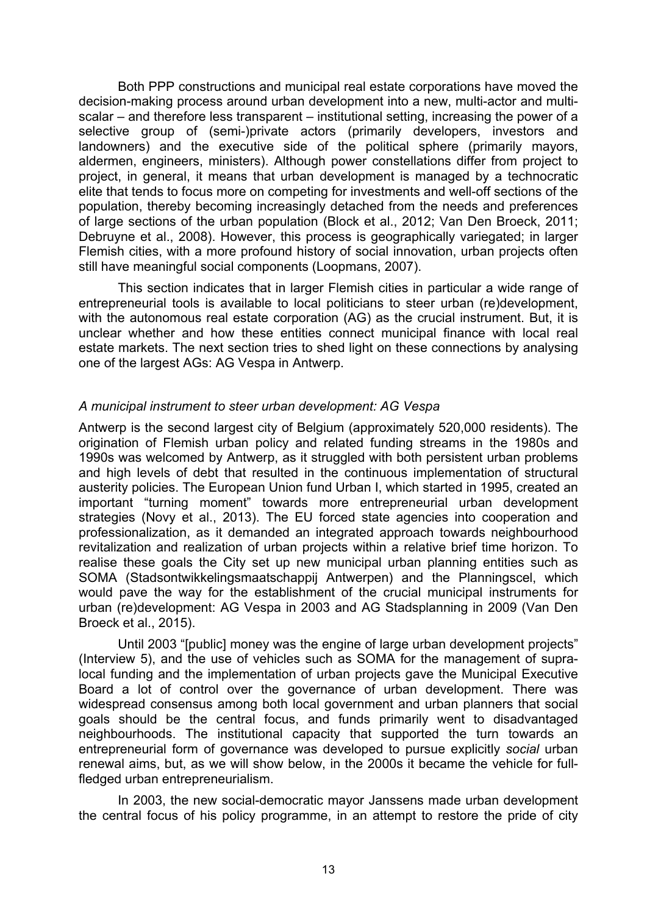Both PPP constructions and municipal real estate corporations have moved the decision-making process around urban development into a new, multi-actor and multi-scalar – and therefore less transparent – institutional setting, increasing the power of a selective group of (semi-)private actors (primarily developers, investors and landowners) and the executive side of the political sphere (primarily mayors, aldermen, engineers, ministers). Although power constellations differ from project to project, in general, it means that urban development is managed by a technocratic elite that tends to focus more on competing for investments and well-off sections of the population, thereby becoming increasingly detached from the needs and preferences of large sections of the urban population (Block et al., 2012; Van Den Broeck, 2011; Debruyne et al., 2008). However, this process is geographically variegated; in larger Flemish cities, with a more profound history of social innovation, urban projects often still have meaningful social components (Loopmans, 2007).

This section indicates that in larger Flemish cities in particular a wide range of entrepreneurial tools is available to local politicians to steer urban (re)development, with the autonomous real estate corporation (AG) as the crucial instrument. But, it is unclear whether and how these entities connect municipal finance with local real estate markets. The next section tries to shed light on these connections by analysing one of the largest AGs: AG Vespa in Antwerp.

### *A municipal instrument to steer urban development: AG Vespa*

Antwerp is the second largest city of Belgium (approximately 520,000 residents). The origination of Flemish urban policy and related funding streams in the 1980s and 1990s was welcomed by Antwerp, as it struggled with both persistent urban problems and high levels of debt that resulted in the continuous implementation of structural austerity policies. The European Union fund Urban I, which started in 1995, created an important "turning moment" towards more entrepreneurial urban development strategies (Novy et al., 2013). The EU forced state agencies into cooperation and professionalization, as it demanded an integrated approach towards neighbourhood revitalization and realization of urban projects within a relative brief time horizon. To realise these goals the City set up new municipal urban planning entities such as SOMA (Stadsontwikkelingsmaatschappij Antwerpen) and the Planningscel, which would pave the way for the establishment of the crucial municipal instruments for urban (re)development: AG Vespa in 2003 and AG Stadsplanning in 2009 (Van Den Broeck et al., 2015).

Until 2003 "[public] money was the engine of large urban development projects" (Interview 5), and the use of vehicles such as SOMA for the management of supra-local funding and the implementation of urban projects gave the Municipal Executive Board a lot of control over the governance of urban development. There was widespread consensus among both local government and urban planners that social goals should be the central focus, and funds primarily went to disadvantaged neighbourhoods. The institutional capacity that supported the turn towards an entrepreneurial form of governance was developed to pursue explicitly *social* urban renewal aims, but, as we will show below, in the 2000s it became the vehicle for full-fledged urban entrepreneurialism.

In 2003, the new social-democratic mayor Janssens made urban development the central focus of his policy programme, in an attempt to restore the pride of city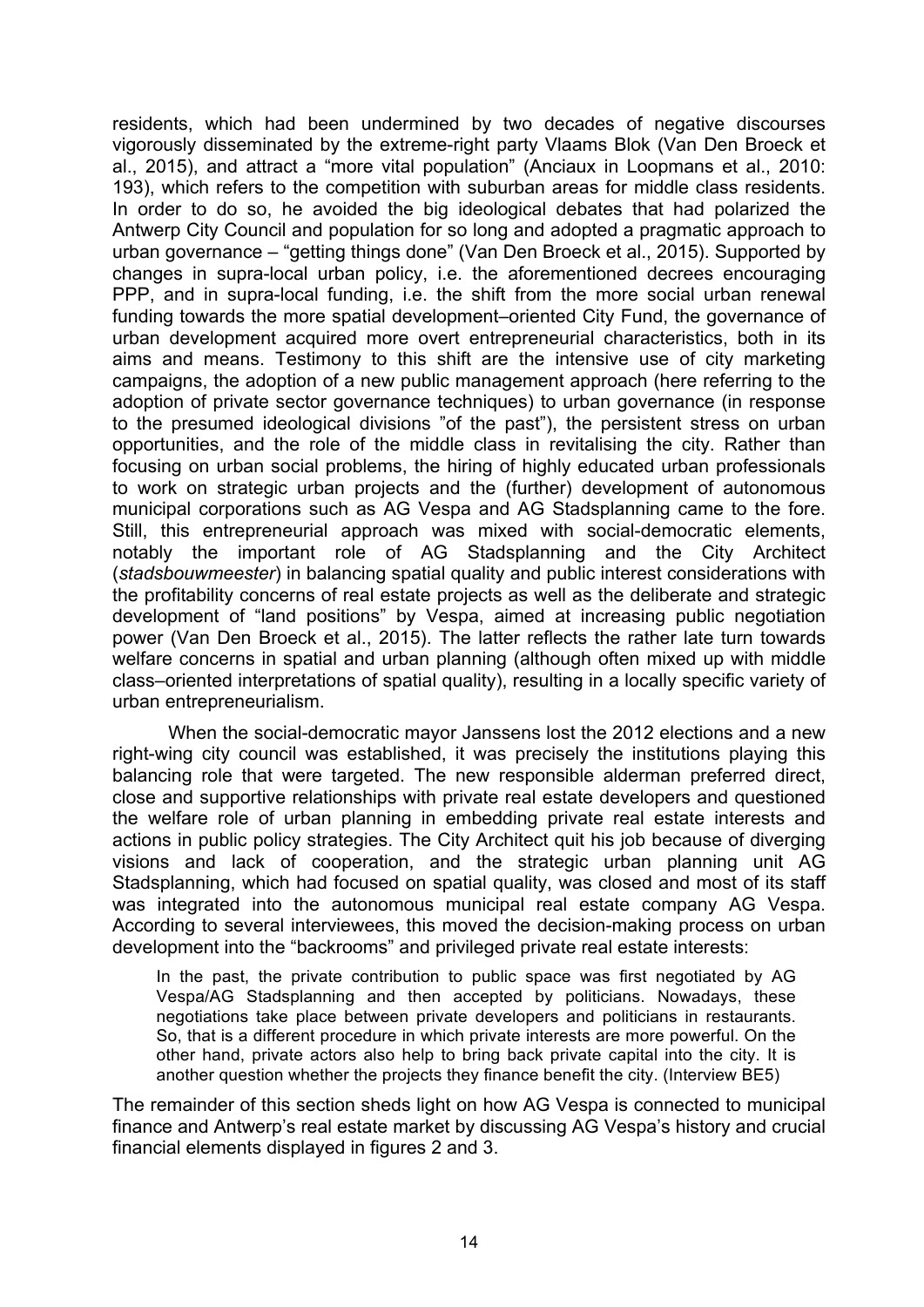residents, which had been undermined by two decades of negative discourses vigorously disseminated by the extreme-right party Vlaams Blok (Van Den Broeck et al., 2015), and attract a "more vital population" (Anciaux in Loopmans et al., 2010: 193), which refers to the competition with suburban areas for middle class residents. In order to do so, he avoided the big ideological debates that had polarized the Antwerp City Council and population for so long and adopted a pragmatic approach to urban governance – "getting things done" (Van Den Broeck et al., 2015). Supported by changes in supra-local urban policy, i.e. the aforementioned decrees encouraging PPP, and in supra-local funding, i.e. the shift from the more social urban renewal funding towards the more spatial development–oriented City Fund, the governance of urban development acquired more overt entrepreneurial characteristics, both in its aims and means. Testimony to this shift are the intensive use of city marketing campaigns, the adoption of a new public management approach (here referring to the adoption of private sector governance techniques) to urban governance (in response to the presumed ideological divisions "of the past"), the persistent stress on urban opportunities, and the role of the middle class in revitalising the city. Rather than focusing on urban social problems, the hiring of highly educated urban professionals to work on strategic urban projects and the (further) development of autonomous municipal corporations such as AG Vespa and AG Stadsplanning came to the fore. Still, this entrepreneurial approach was mixed with social-democratic elements, notably the important role of AG Stadsplanning and the City Architect (*stadsbouwmeester*) in balancing spatial quality and public interest considerations with the profitability concerns of real estate projects as well as the deliberate and strategic development of "land positions" by Vespa, aimed at increasing public negotiation power (Van Den Broeck et al., 2015). The latter reflects the rather late turn towards welfare concerns in spatial and urban planning (although often mixed up with middle class–oriented interpretations of spatial quality), resulting in a locally specific variety of urban entrepreneurialism.

When the social-democratic mayor Janssens lost the 2012 elections and a new right-wing city council was established, it was precisely the institutions playing this balancing role that were targeted. The new responsible alderman preferred direct, close and supportive relationships with private real estate developers and questioned the welfare role of urban planning in embedding private real estate interests and actions in public policy strategies. The City Architect quit his job because of diverging visions and lack of cooperation, and the strategic urban planning unit AG Stadsplanning, which had focused on spatial quality, was closed and most of its staff was integrated into the autonomous municipal real estate company AG Vespa. According to several interviewees, this moved the decision-making process on urban development into the "backrooms" and privileged private real estate interests:

> In the past, the private contribution to public space was first negotiated by AG Vespa/AG Stadsplanning and then accepted by politicians. Nowadays, these negotiations take place between private developers and politicians in restaurants. So, that is a different procedure in which private interests are more powerful. On the other hand, private actors also help to bring back private capital into the city. It is another question whether the projects they finance benefit the city. (Interview BE5)

The remainder of this section sheds light on how AG Vespa is connected to municipal finance and Antwerp's real estate market by discussing AG Vespa's history and crucial financial elements displayed in figures 2 and 3.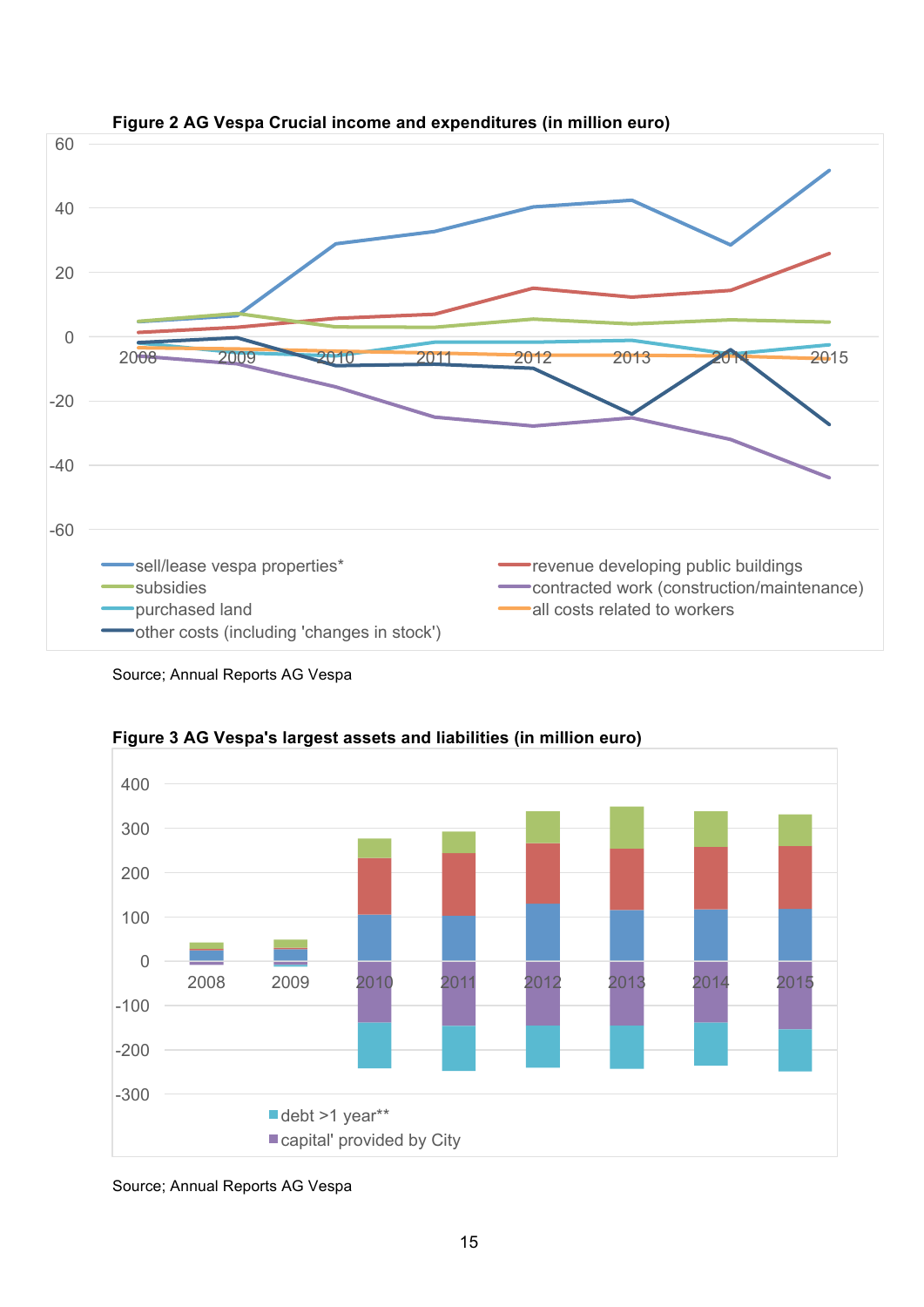**Figure 2 AG Vespa Crucial income and expenditures (in million euro)**

60
40
20
0
-20
-40
-60

2008 2009 2010 2011 2012 2013 2014 2015

sell/lease vespa properties*
revenue developing public buildings
subsidies
contracted work (construction/maintenance)
purchased land
all costs related to workers
other costs (including 'changes in stock')

Source; Annual Reports AG Vespa

**Figure 3 AG Vespa's largest assets and liabilities (in million euro)**

400
300
200
100
0
-100
-200
-300

2008 2009 2010 2011 2012 2013 2014 2015

debt >1 year**
capital' provided by City

Source; Annual Reports AG Vespa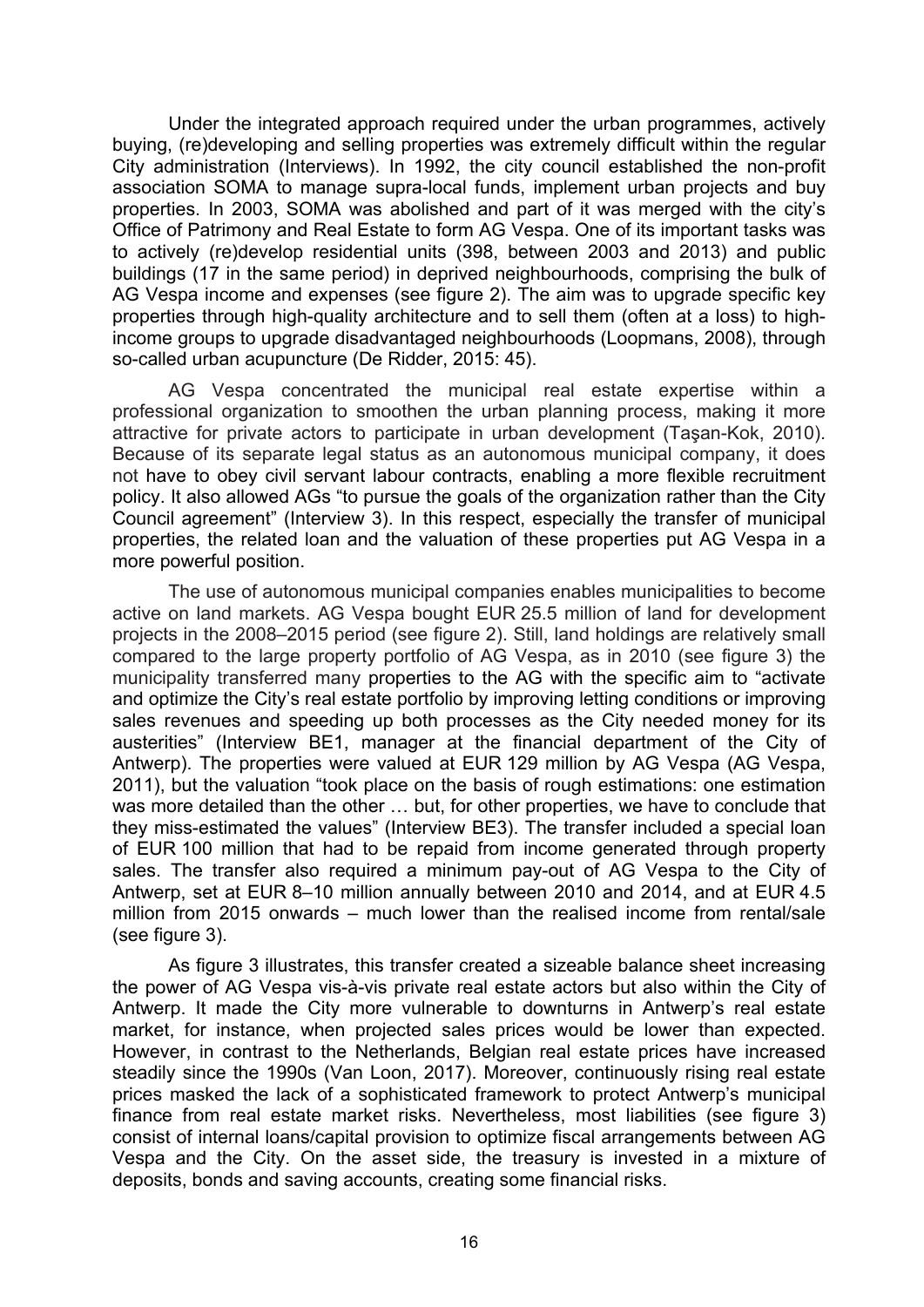Under the integrated approach required under the urban programmes, actively buying, (re)developing and selling properties was extremely difficult within the regular City administration (Interviews). In 1992, the city council established the non-profit association SOMA to manage supra-local funds, implement urban projects and buy properties. In 2003, SOMA was abolished and part of it was merged with the city's Office of Patrimony and Real Estate to form AG Vespa. One of its important tasks was to actively (re)develop residential units (398, between 2003 and 2013) and public buildings (17 in the same period) in deprived neighbourhoods, comprising the bulk of AG Vespa income and expenses (see figure 2). The aim was to upgrade specific key properties through high-quality architecture and to sell them (often at a loss) to high-income groups to upgrade disadvantaged neighbourhoods (Loopmans, 2008), through so-called urban acupuncture (De Ridder, 2015: 45).

AG Vespa concentrated the municipal real estate expertise within a professional organization to smoothen the urban planning process, making it more attractive for private actors to participate in urban development (Taşan-Kok, 2010). Because of its separate legal status as an autonomous municipal company, it does not have to obey civil servant labour contracts, enabling a more flexible recruitment policy. It also allowed AGs "to pursue the goals of the organization rather than the City Council agreement" (Interview 3). In this respect, especially the transfer of municipal properties, the related loan and the valuation of these properties put AG Vespa in a more powerful position.

The use of autonomous municipal companies enables municipalities to become active on land markets. AG Vespa bought EUR 25.5 million of land for development projects in the 2008–2015 period (see figure 2). Still, land holdings are relatively small compared to the large property portfolio of AG Vespa, as in 2010 (see figure 3) the municipality transferred many properties to the AG with the specific aim to "activate and optimize the City's real estate portfolio by improving letting conditions or improving sales revenues and speeding up both processes as the City needed money for its austerities" (Interview BE1, manager at the financial department of the City of Antwerp). The properties were valued at EUR 129 million by AG Vespa (AG Vespa, 2011), but the valuation "took place on the basis of rough estimations: one estimation was more detailed than the other … but, for other properties, we have to conclude that they miss-estimated the values" (Interview BE3). The transfer included a special loan of EUR 100 million that had to be repaid from income generated through property sales. The transfer also required a minimum pay-out of AG Vespa to the City of Antwerp, set at EUR 8–10 million annually between 2010 and 2014, and at EUR 4.5 million from 2015 onwards – much lower than the realised income from rental/sale (see figure 3).

As figure 3 illustrates, this transfer created a sizeable balance sheet increasing the power of AG Vespa vis-à-vis private real estate actors but also within the City of Antwerp. It made the City more vulnerable to downturns in Antwerp's real estate market, for instance, when projected sales prices would be lower than expected. However, in contrast to the Netherlands, Belgian real estate prices have increased steadily since the 1990s (Van Loon, 2017). Moreover, continuously rising real estate prices masked the lack of a sophisticated framework to protect Antwerp's municipal finance from real estate market risks. Nevertheless, most liabilities (see figure 3) consist of internal loans/capital provision to optimize fiscal arrangements between AG Vespa and the City. On the asset side, the treasury is invested in a mixture of deposits, bonds and saving accounts, creating some financial risks.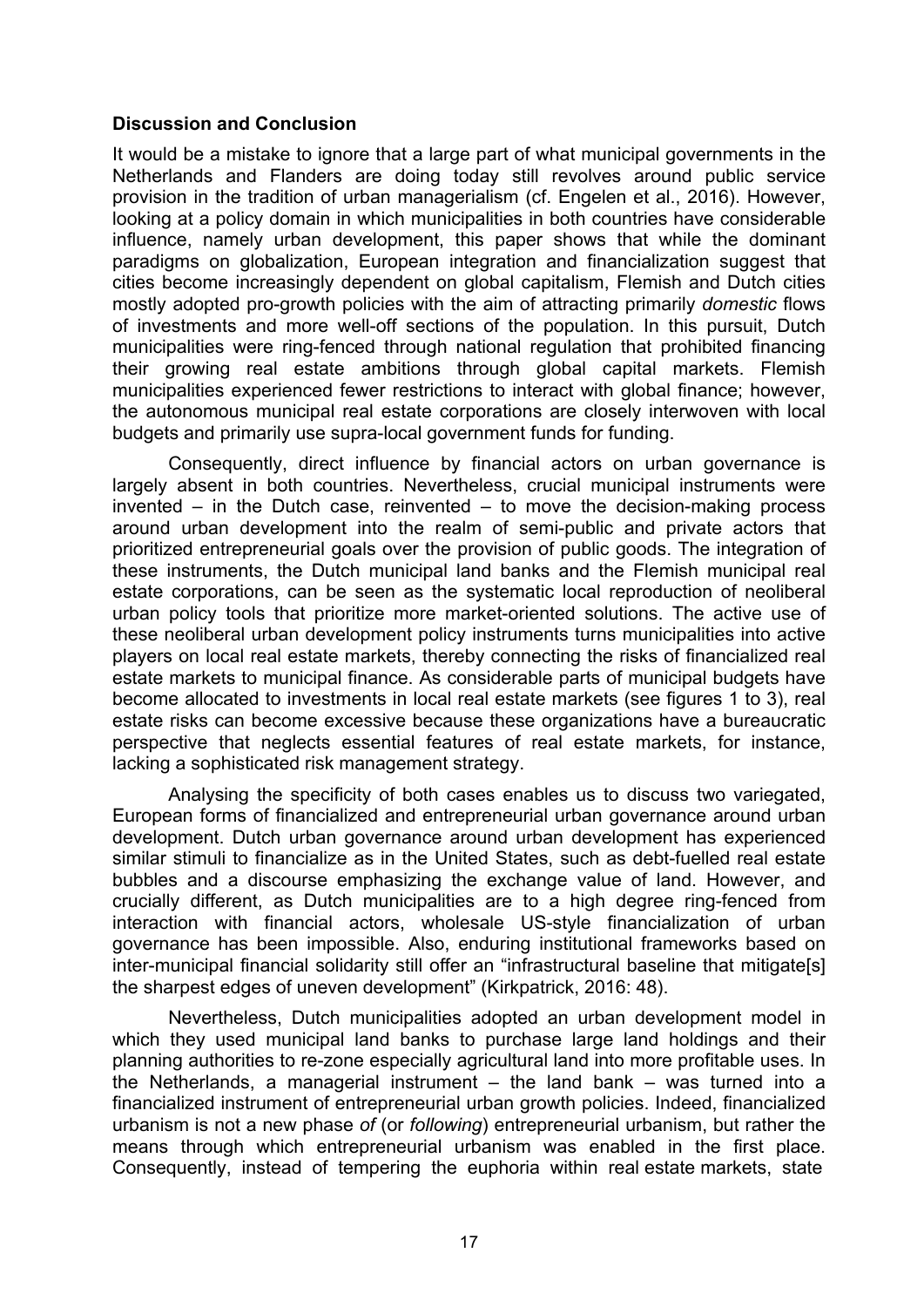**Discussion and Conclusion**

It would be a mistake to ignore that a large part of what municipal governments in the Netherlands and Flanders are doing today still revolves around public service provision in the tradition of urban managerialism (cf. Engelen et al., 2016). However, looking at a policy domain in which municipalities in both countries have considerable influence, namely urban development, this paper shows that while the dominant paradigms on globalization, European integration and financialization suggest that cities become increasingly dependent on global capitalism, Flemish and Dutch cities mostly adopted pro-growth policies with the aim of attracting primarily *domestic* flows of investments and more well-off sections of the population. In this pursuit, Dutch municipalities were ring-fenced through national regulation that prohibited financing their growing real estate ambitions through global capital markets. Flemish municipalities experienced fewer restrictions to interact with global finance; however, the autonomous municipal real estate corporations are closely interwoven with local budgets and primarily use supra-local government funds for funding.

Consequently, direct influence by financial actors on urban governance is largely absent in both countries. Nevertheless, crucial municipal instruments were invented – in the Dutch case, reinvented – to move the decision-making process around urban development into the realm of semi-public and private actors that prioritized entrepreneurial goals over the provision of public goods. The integration of these instruments, the Dutch municipal land banks and the Flemish municipal real estate corporations, can be seen as the systematic local reproduction of neoliberal urban policy tools that prioritize more market-oriented solutions. The active use of these neoliberal urban development policy instruments turns municipalities into active players on local real estate markets, thereby connecting the risks of financialized real estate markets to municipal finance. As considerable parts of municipal budgets have become allocated to investments in local real estate markets (see figures 1 to 3), real estate risks can become excessive because these organizations have a bureaucratic perspective that neglects essential features of real estate markets, for instance, lacking a sophisticated risk management strategy.

Analysing the specificity of both cases enables us to discuss two variegated, European forms of financialized and entrepreneurial urban governance around urban development. Dutch urban governance around urban development has experienced similar stimuli to financialize as in the United States, such as debt-fuelled real estate bubbles and a discourse emphasizing the exchange value of land. However, and crucially different, as Dutch municipalities are to a high degree ring-fenced from interaction with financial actors, wholesale US-style financialization of urban governance has been impossible. Also, enduring institutional frameworks based on inter-municipal financial solidarity still offer an "infrastructural baseline that mitigate[s] the sharpest edges of uneven development" (Kirkpatrick, 2016: 48).

Nevertheless, Dutch municipalities adopted an urban development model in which they used municipal land banks to purchase large land holdings and their planning authorities to re-zone especially agricultural land into more profitable uses. In the Netherlands, a managerial instrument – the land bank – was turned into a financialized instrument of entrepreneurial urban growth policies. Indeed, financialized urbanism is not a new phase *of* (or *following*) entrepreneurial urbanism, but rather the means through which entrepreneurial urbanism was enabled in the first place. Consequently, instead of tempering the euphoria within real estate markets, state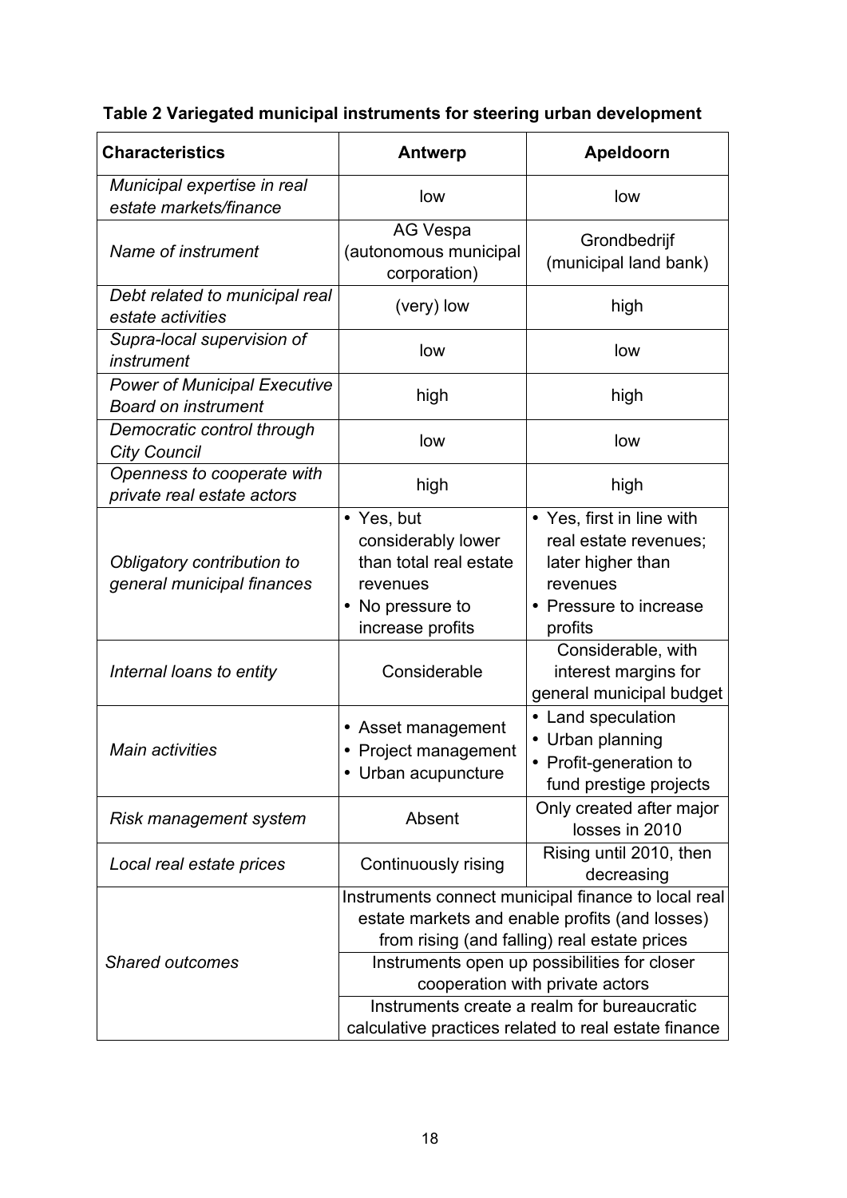**Table 2 Variegated municipal instruments for steering urban development**

| Characteristics | Antwerp | Apeldoorn |
|---|---|---|
| *Municipal expertise in real estate markets/finance* | low | low |
| *Name of instrument* | AG Vespa (autonomous municipal corporation) | Grondbedrijf (municipal land bank) |
| *Debt related to municipal real estate activities* | (very) low | high |
| *Supra-local supervision of instrument* | low | low |
| *Power of Municipal Executive Board on instrument* | high | high |
| *Democratic control through City Council* | low | low |
| *Openness to cooperate with private real estate actors* | high | high |
| *Obligatory contribution to general municipal finances* | • Yes, but considerably lower than total real estate revenues<br>• No pressure to increase profits | • Yes, first in line with real estate revenues; later higher than revenues<br>• Pressure to increase profits |
| *Internal loans to entity* | Considerable | Considerable, with interest margins for general municipal budget |
| *Main activities* | • Asset management<br>• Project management<br>• Urban acupuncture | • Land speculation<br>• Urban planning<br>• Profit-generation to fund prestige projects |
| *Risk management system* | Absent | Only created after major losses in 2010 |
| *Local real estate prices* | Continuously rising | Rising until 2010, then decreasing |
| *Shared outcomes* | Instruments connect municipal finance to local real estate markets and enable profits (and losses) from rising (and falling) real estate prices | |
| | Instruments open up possibilities for closer cooperation with private actors | |
| | Instruments create a realm for bureaucratic calculative practices related to real estate finance | |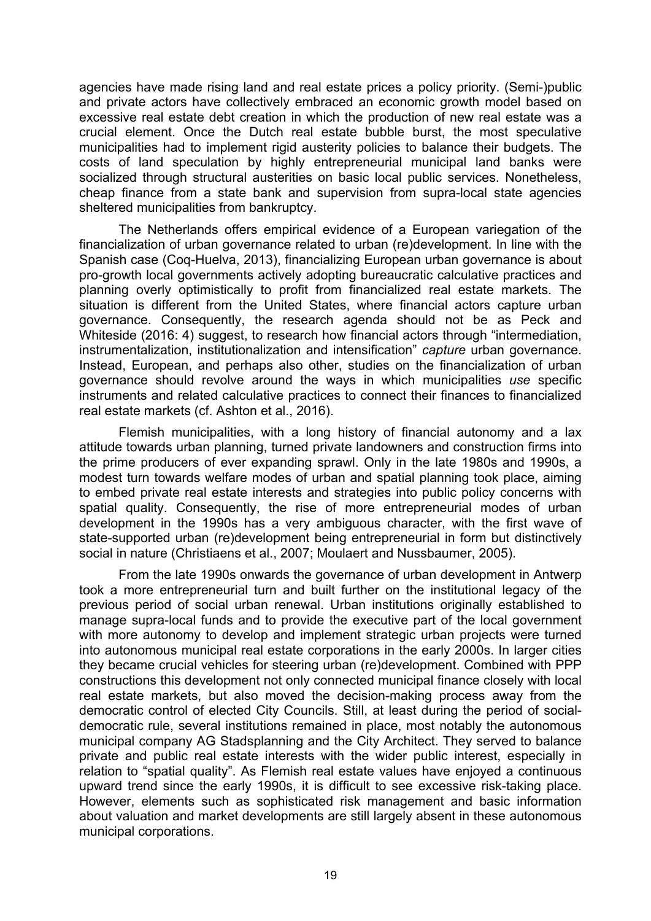agencies have made rising land and real estate prices a policy priority. (Semi-)public and private actors have collectively embraced an economic growth model based on excessive real estate debt creation in which the production of new real estate was a crucial element. Once the Dutch real estate bubble burst, the most speculative municipalities had to implement rigid austerity policies to balance their budgets. The costs of land speculation by highly entrepreneurial municipal land banks were socialized through structural austerities on basic local public services. Nonetheless, cheap finance from a state bank and supervision from supra-local state agencies sheltered municipalities from bankruptcy.

The Netherlands offers empirical evidence of a European variegation of the financialization of urban governance related to urban (re)development. In line with the Spanish case (Coq-Huelva, 2013), financializing European urban governance is about pro-growth local governments actively adopting bureaucratic calculative practices and planning overly optimistically to profit from financialized real estate markets. The situation is different from the United States, where financial actors capture urban governance. Consequently, the research agenda should not be as Peck and Whiteside (2016: 4) suggest, to research how financial actors through "intermediation, instrumentalization, institutionalization and intensification" *capture* urban governance. Instead, European, and perhaps also other, studies on the financialization of urban governance should revolve around the ways in which municipalities *use* specific instruments and related calculative practices to connect their finances to financialized real estate markets (cf. Ashton et al., 2016).

Flemish municipalities, with a long history of financial autonomy and a lax attitude towards urban planning, turned private landowners and construction firms into the prime producers of ever expanding sprawl. Only in the late 1980s and 1990s, a modest turn towards welfare modes of urban and spatial planning took place, aiming to embed private real estate interests and strategies into public policy concerns with spatial quality. Consequently, the rise of more entrepreneurial modes of urban development in the 1990s has a very ambiguous character, with the first wave of state-supported urban (re)development being entrepreneurial in form but distinctively social in nature (Christiaens et al., 2007; Moulaert and Nussbaumer, 2005).

From the late 1990s onwards the governance of urban development in Antwerp took a more entrepreneurial turn and built further on the institutional legacy of the previous period of social urban renewal. Urban institutions originally established to manage supra-local funds and to provide the executive part of the local government with more autonomy to develop and implement strategic urban projects were turned into autonomous municipal real estate corporations in the early 2000s. In larger cities they became crucial vehicles for steering urban (re)development. Combined with PPP constructions this development not only connected municipal finance closely with local real estate markets, but also moved the decision-making process away from the democratic control of elected City Councils. Still, at least during the period of social-democratic rule, several institutions remained in place, most notably the autonomous municipal company AG Stadsplanning and the City Architect. They served to balance private and public real estate interests with the wider public interest, especially in relation to "spatial quality". As Flemish real estate values have enjoyed a continuous upward trend since the early 1990s, it is difficult to see excessive risk-taking place. However, elements such as sophisticated risk management and basic information about valuation and market developments are still largely absent in these autonomous municipal corporations.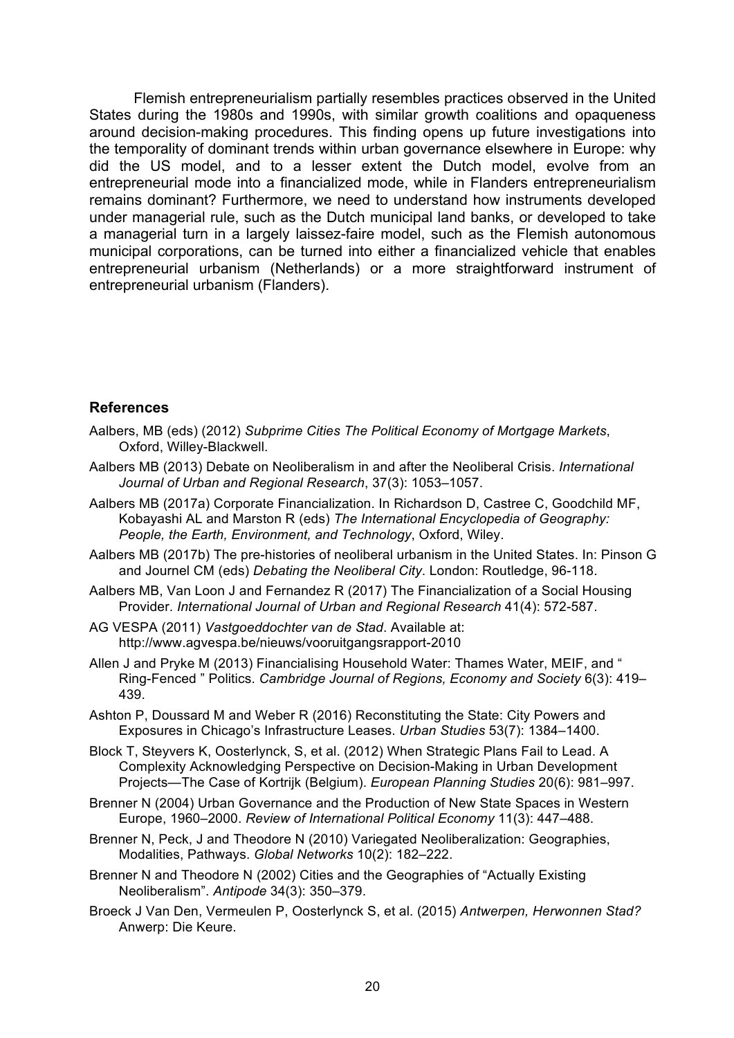Flemish entrepreneurialism partially resembles practices observed in the United States during the 1980s and 1990s, with similar growth coalitions and opaqueness around decision-making procedures. This finding opens up future investigations into the temporality of dominant trends within urban governance elsewhere in Europe: why did the US model, and to a lesser extent the Dutch model, evolve from an entrepreneurial mode into a financialized mode, while in Flanders entrepreneurialism remains dominant? Furthermore, we need to understand how instruments developed under managerial rule, such as the Dutch municipal land banks, or developed to take a managerial turn in a largely laissez-faire model, such as the Flemish autonomous municipal corporations, can be turned into either a financialized vehicle that enables entrepreneurial urbanism (Netherlands) or a more straightforward instrument of entrepreneurial urbanism (Flanders).

## References

Aalbers, MB (eds) (2012) *Subprime Cities The Political Economy of Mortgage Markets*, Oxford, Willey-Blackwell.

Aalbers MB (2013) Debate on Neoliberalism in and after the Neoliberal Crisis. *International Journal of Urban and Regional Research*, 37(3): 1053–1057.

Aalbers MB (2017a) Corporate Financialization. In Richardson D, Castree C, Goodchild MF, Kobayashi AL and Marston R (eds) *The International Encyclopedia of Geography: People, the Earth, Environment, and Technology*, Oxford, Wiley.

Aalbers MB (2017b) The pre-histories of neoliberal urbanism in the United States. In: Pinson G and Journel CM (eds) *Debating the Neoliberal City*. London: Routledge, 96-118.

Aalbers MB, Van Loon J and Fernandez R (2017) The Financialization of a Social Housing Provider. *International Journal of Urban and Regional Research* 41(4): 572-587.

AG VESPA (2011) *Vastgoeddochter van de Stad*. Available at: http://www.agvespa.be/nieuws/vooruitgangsrapport-2010

Allen J and Pryke M (2013) Financialising Household Water: Thames Water, MEIF, and " Ring-Fenced " Politics. *Cambridge Journal of Regions, Economy and Society* 6(3): 419–439.

Ashton P, Doussard M and Weber R (2016) Reconstituting the State: City Powers and Exposures in Chicago's Infrastructure Leases. *Urban Studies* 53(7): 1384–1400.

Block T, Steyvers K, Oosterlynck, S, et al. (2012) When Strategic Plans Fail to Lead. A Complexity Acknowledging Perspective on Decision-Making in Urban Development Projects—The Case of Kortrijk (Belgium). *European Planning Studies* 20(6): 981–997.

Brenner N (2004) Urban Governance and the Production of New State Spaces in Western Europe, 1960–2000. *Review of International Political Economy* 11(3): 447–488.

Brenner N, Peck, J and Theodore N (2010) Variegated Neoliberalization: Geographies, Modalities, Pathways. *Global Networks* 10(2): 182–222.

Brenner N and Theodore N (2002) Cities and the Geographies of "Actually Existing Neoliberalism". *Antipode* 34(3): 350–379.

Broeck J Van Den, Vermeulen P, Oosterlynck S, et al. (2015) *Antwerpen, Herwonnen Stad?* Anwerp: Die Keure.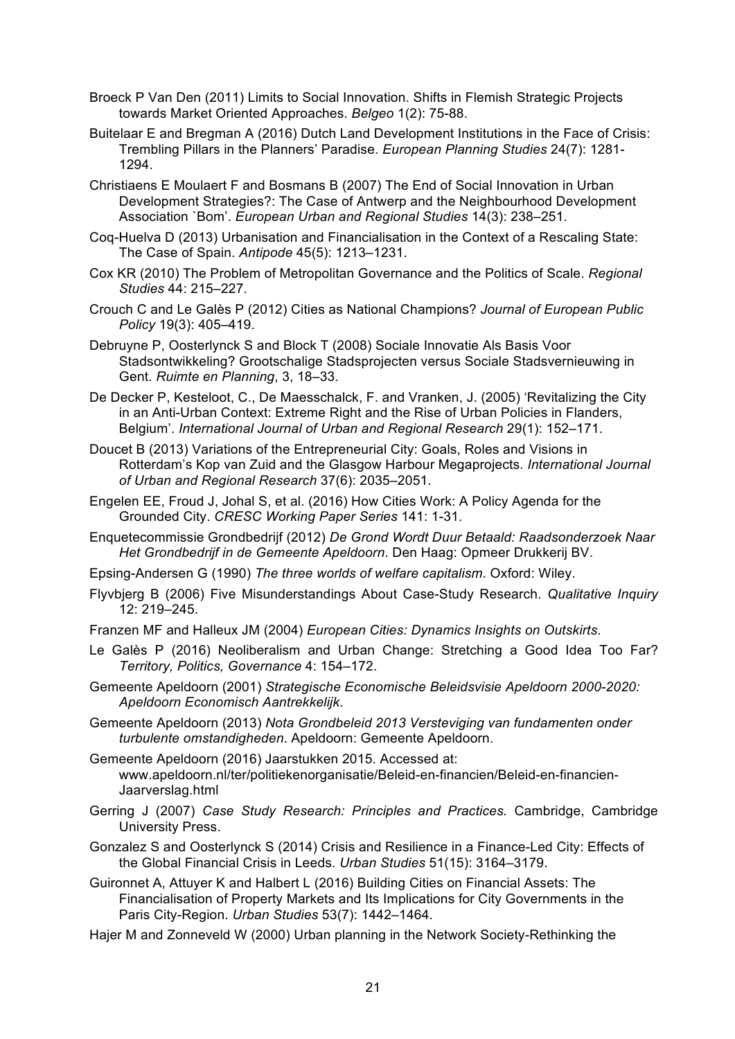Broeck P Van Den (2011) Limits to Social Innovation. Shifts in Flemish Strategic Projects towards Market Oriented Approaches. *Belgeo* 1(2): 75-88.

Buitelaar E and Bregman A (2016) Dutch Land Development Institutions in the Face of Crisis: Trembling Pillars in the Planners' Paradise. *European Planning Studies* 24(7): 1281-1294.

Christiaens E Moulaert F and Bosmans B (2007) The End of Social Innovation in Urban Development Strategies?: The Case of Antwerp and the Neighbourhood Development Association `Bom'. *European Urban and Regional Studies* 14(3): 238–251.

Coq-Huelva D (2013) Urbanisation and Financialisation in the Context of a Rescaling State: The Case of Spain. *Antipode* 45(5): 1213–1231.

Cox KR (2010) The Problem of Metropolitan Governance and the Politics of Scale. *Regional Studies* 44: 215–227.

Crouch C and Le Galès P (2012) Cities as National Champions? *Journal of European Public Policy* 19(3): 405–419.

Debruyne P, Oosterlynck S and Block T (2008) Sociale Innovatie Als Basis Voor Stadsontwikkeling? Grootschalige Stadsprojecten versus Sociale Stadsvernieuwing in Gent. *Ruimte en Planning*, 3, 18–33.

De Decker P, Kesteloot, C., De Maesschalck, F. and Vranken, J. (2005) 'Revitalizing the City in an Anti-Urban Context: Extreme Right and the Rise of Urban Policies in Flanders, Belgium'. *International Journal of Urban and Regional Research* 29(1): 152–171.

Doucet B (2013) Variations of the Entrepreneurial City: Goals, Roles and Visions in Rotterdam's Kop van Zuid and the Glasgow Harbour Megaprojects. *International Journal of Urban and Regional Research* 37(6): 2035–2051.

Engelen EE, Froud J, Johal S, et al. (2016) How Cities Work: A Policy Agenda for the Grounded City. *CRESC Working Paper Series* 141: 1-31.

Enquetecommissie Grondbedrijf (2012) *De Grond Wordt Duur Betaald: Raadsonderzoek Naar Het Grondbedrijf in de Gemeente Apeldoorn*. Den Haag: Opmeer Drukkerij BV.

Epsing-Andersen G (1990) *The three worlds of welfare capitalism*. Oxford: Wiley.

Flyvbjerg B (2006) Five Misunderstandings About Case-Study Research. *Qualitative Inquiry* 12: 219–245.

Franzen MF and Halleux JM (2004) *European Cities: Dynamics Insights on Outskirts*.

Le Galès P (2016) Neoliberalism and Urban Change: Stretching a Good Idea Too Far? *Territory, Politics, Governance* 4: 154–172.

Gemeente Apeldoorn (2001) *Strategische Economische Beleidsvisie Apeldoorn 2000-2020: Apeldoorn Economisch Aantrekkelijk.*

Gemeente Apeldoorn (2013) *Nota Grondbeleid 2013 Versteviging van fundamenten onder turbulente omstandigheden*. Apeldoorn: Gemeente Apeldoorn.

Gemeente Apeldoorn (2016) Jaarstukken 2015. Accessed at: www.apeldoorn.nl/ter/politiekenorganisatie/Beleid-en-financien/Beleid-en-financien-Jaarverslag.html

Gerring J (2007) *Case Study Research: Principles and Practices.* Cambridge, Cambridge University Press.

Gonzalez S and Oosterlynck S (2014) Crisis and Resilience in a Finance-Led City: Effects of the Global Financial Crisis in Leeds. *Urban Studies* 51(15): 3164–3179.

Guironnet A, Attuyer K and Halbert L (2016) Building Cities on Financial Assets: The Financialisation of Property Markets and Its Implications for City Governments in the Paris City-Region. *Urban Studies* 53(7): 1442–1464.

Hajer M and Zonneveld W (2000) Urban planning in the Network Society-Rethinking the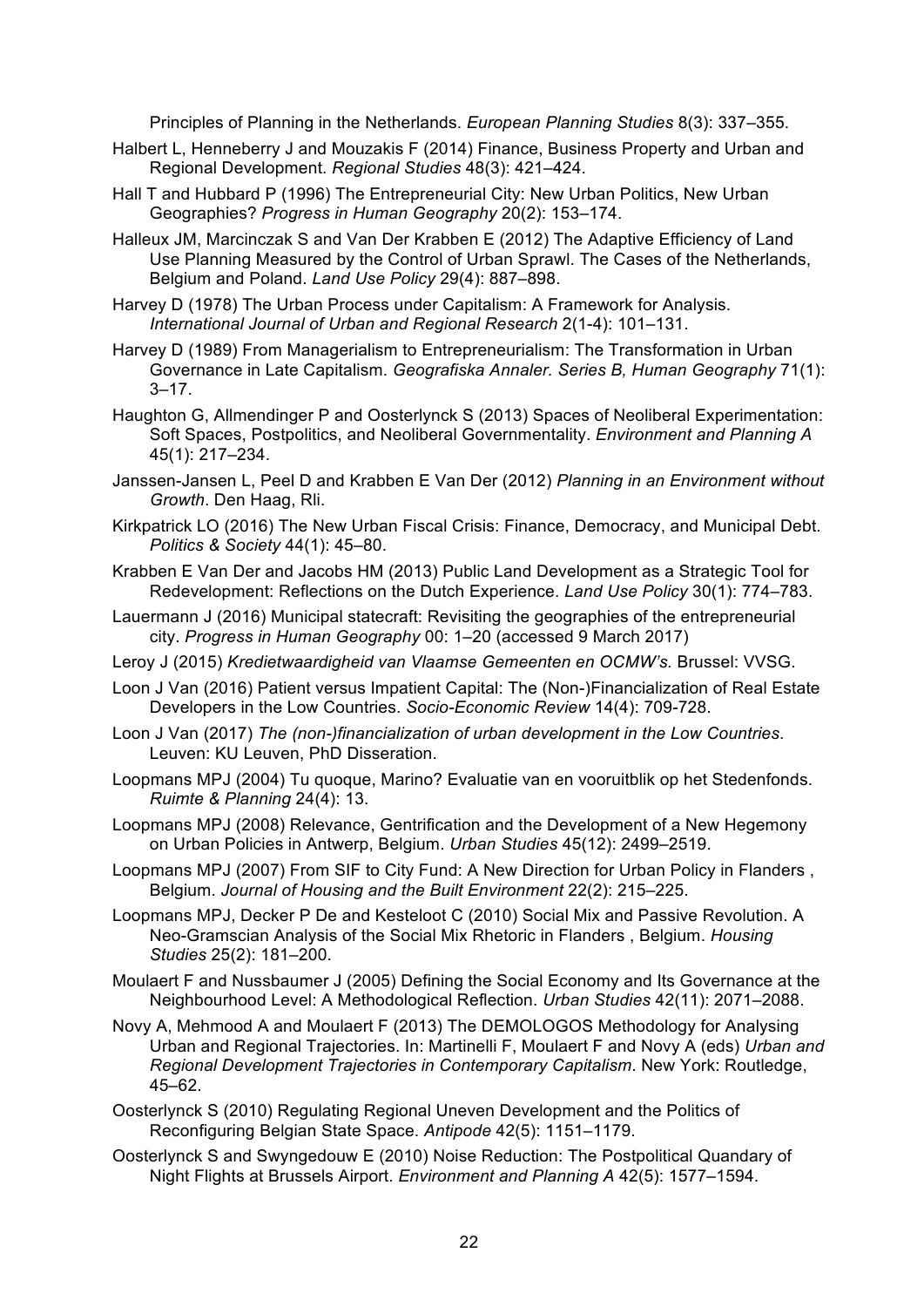Principles of Planning in the Netherlands. *European Planning Studies* 8(3): 337–355.

Halbert L, Henneberry J and Mouzakis F (2014) Finance, Business Property and Urban and Regional Development. *Regional Studies* 48(3): 421–424.

Hall T and Hubbard P (1996) The Entrepreneurial City: New Urban Politics, New Urban Geographies? *Progress in Human Geography* 20(2): 153–174.

Halleux JM, Marcinczak S and Van Der Krabben E (2012) The Adaptive Efficiency of Land Use Planning Measured by the Control of Urban Sprawl. The Cases of the Netherlands, Belgium and Poland. *Land Use Policy* 29(4): 887–898.

Harvey D (1978) The Urban Process under Capitalism: A Framework for Analysis. *International Journal of Urban and Regional Research* 2(1-4): 101–131.

Harvey D (1989) From Managerialism to Entrepreneurialism: The Transformation in Urban Governance in Late Capitalism. *Geografiska Annaler. Series B, Human Geography* 71(1): 3–17.

Haughton G, Allmendinger P and Oosterlynck S (2013) Spaces of Neoliberal Experimentation: Soft Spaces, Postpolitics, and Neoliberal Governmentality. *Environment and Planning A* 45(1): 217–234.

Janssen-Jansen L, Peel D and Krabben E Van Der (2012) *Planning in an Environment without Growth*. Den Haag, Rli.

Kirkpatrick LO (2016) The New Urban Fiscal Crisis: Finance, Democracy, and Municipal Debt. *Politics & Society* 44(1): 45–80.

Krabben E Van Der and Jacobs HM (2013) Public Land Development as a Strategic Tool for Redevelopment: Reflections on the Dutch Experience. *Land Use Policy* 30(1): 774–783.

Lauermann J (2016) Municipal statecraft: Revisiting the geographies of the entrepreneurial city. *Progress in Human Geography* 00: 1–20 (accessed 9 March 2017)

Leroy J (2015) *Kredietwaardigheid van Vlaamse Gemeenten en OCMW's.* Brussel: VVSG.

Loon J Van (2016) Patient versus Impatient Capital: The (Non-)Financialization of Real Estate Developers in the Low Countries. *Socio-Economic Review* 14(4): 709-728.

Loon J Van (2017) *The (non-)financialization of urban development in the Low Countries*. Leuven: KU Leuven, PhD Disseration.

Loopmans MPJ (2004) Tu quoque, Marino? Evaluatie van en vooruitblik op het Stedenfonds. *Ruimte & Planning* 24(4): 13.

Loopmans MPJ (2008) Relevance, Gentrification and the Development of a New Hegemony on Urban Policies in Antwerp, Belgium. *Urban Studies* 45(12): 2499–2519.

Loopmans MPJ (2007) From SIF to City Fund: A New Direction for Urban Policy in Flanders , Belgium. *Journal of Housing and the Built Environment* 22(2): 215–225.

Loopmans MPJ, Decker P De and Kesteloot C (2010) Social Mix and Passive Revolution. A Neo-Gramscian Analysis of the Social Mix Rhetoric in Flanders , Belgium. *Housing Studies* 25(2): 181–200.

Moulaert F and Nussbaumer J (2005) Defining the Social Economy and Its Governance at the Neighbourhood Level: A Methodological Reflection. *Urban Studies* 42(11): 2071–2088.

Novy A, Mehmood A and Moulaert F (2013) The DEMOLOGOS Methodology for Analysing Urban and Regional Trajectories. In: Martinelli F, Moulaert F and Novy A (eds) *Urban and Regional Development Trajectories in Contemporary Capitalism*. New York: Routledge, 45–62.

Oosterlynck S (2010) Regulating Regional Uneven Development and the Politics of Reconfiguring Belgian State Space. *Antipode* 42(5): 1151–1179.

Oosterlynck S and Swyngedouw E (2010) Noise Reduction: The Postpolitical Quandary of Night Flights at Brussels Airport. *Environment and Planning A* 42(5): 1577–1594.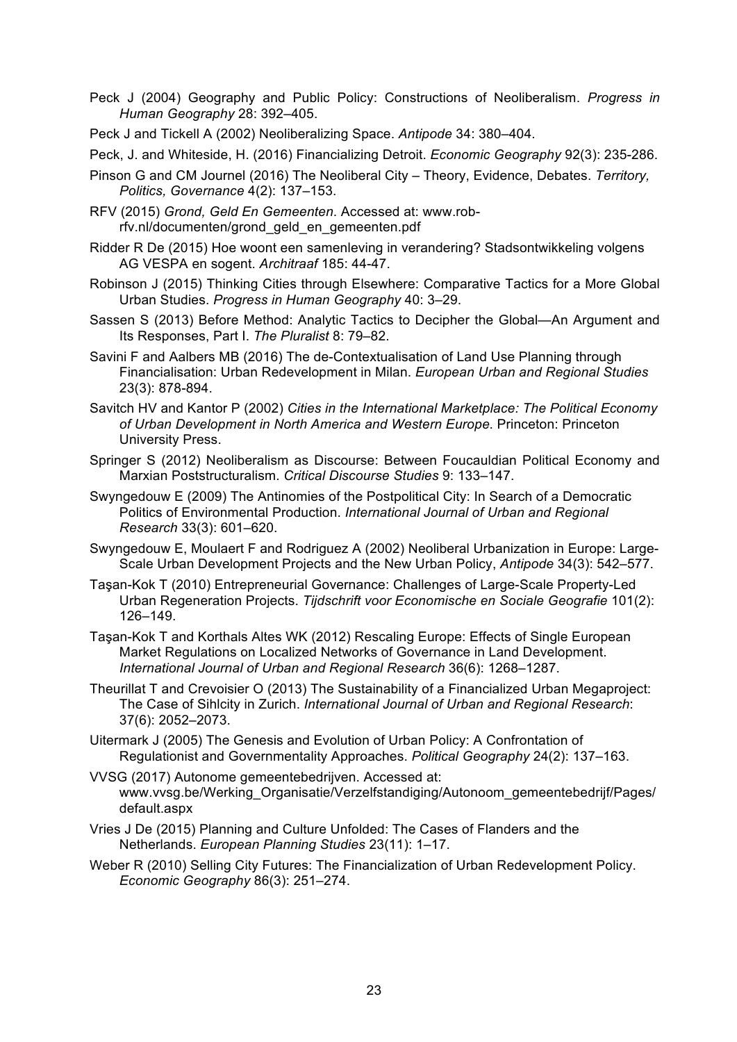Peck J (2004) Geography and Public Policy: Constructions of Neoliberalism. *Progress in Human Geography* 28: 392–405.

Peck J and Tickell A (2002) Neoliberalizing Space. *Antipode* 34: 380–404.

Peck, J. and Whiteside, H. (2016) Financializing Detroit. *Economic Geography* 92(3): 235-286.

Pinson G and CM Journel (2016) The Neoliberal City – Theory, Evidence, Debates. *Territory, Politics, Governance* 4(2): 137–153.

RFV (2015) *Grond, Geld En Gemeenten*. Accessed at: www.rob-rfv.nl/documenten/grond_geld_en_gemeenten.pdf

Ridder R De (2015) Hoe woont een samenleving in verandering? Stadsontwikkeling volgens AG VESPA en sogent. *Architraaf* 185: 44-47.

Robinson J (2015) Thinking Cities through Elsewhere: Comparative Tactics for a More Global Urban Studies. *Progress in Human Geography* 40: 3–29.

Sassen S (2013) Before Method: Analytic Tactics to Decipher the Global—An Argument and Its Responses, Part I. *The Pluralist* 8: 79–82.

Savini F and Aalbers MB (2016) The de-Contextualisation of Land Use Planning through Financialisation: Urban Redevelopment in Milan. *European Urban and Regional Studies* 23(3): 878-894.

Savitch HV and Kantor P (2002) *Cities in the International Marketplace: The Political Economy of Urban Development in North America and Western Europe*. Princeton: Princeton University Press.

Springer S (2012) Neoliberalism as Discourse: Between Foucauldian Political Economy and Marxian Poststructuralism. *Critical Discourse Studies* 9: 133–147.

Swyngedouw E (2009) The Antinomies of the Postpolitical City: In Search of a Democratic Politics of Environmental Production. *International Journal of Urban and Regional Research* 33(3): 601–620.

Swyngedouw E, Moulaert F and Rodriguez A (2002) Neoliberal Urbanization in Europe: Large-Scale Urban Development Projects and the New Urban Policy, *Antipode* 34(3): 542–577.

Taşan-Kok T (2010) Entrepreneurial Governance: Challenges of Large-Scale Property-Led Urban Regeneration Projects. *Tijdschrift voor Economische en Sociale Geografie* 101(2): 126–149.

Taşan-Kok T and Korthals Altes WK (2012) Rescaling Europe: Effects of Single European Market Regulations on Localized Networks of Governance in Land Development. *International Journal of Urban and Regional Research* 36(6): 1268–1287.

Theurillat T and Crevoisier O (2013) The Sustainability of a Financialized Urban Megaproject: The Case of Sihlcity in Zurich. *International Journal of Urban and Regional Research*: 37(6): 2052–2073.

Uitermark J (2005) The Genesis and Evolution of Urban Policy: A Confrontation of Regulationist and Governmentality Approaches. *Political Geography* 24(2): 137–163.

VVSG (2017) Autonome gemeentebedrijven. Accessed at: www.vvsg.be/Werking_Organisatie/Verzelfstandiging/Autonoom_gemeentebedrijf/Pages/default.aspx

Vries J De (2015) Planning and Culture Unfolded: The Cases of Flanders and the Netherlands. *European Planning Studies* 23(11): 1–17.

Weber R (2010) Selling City Futures: The Financialization of Urban Redevelopment Policy. *Economic Geography* 86(3): 251–274.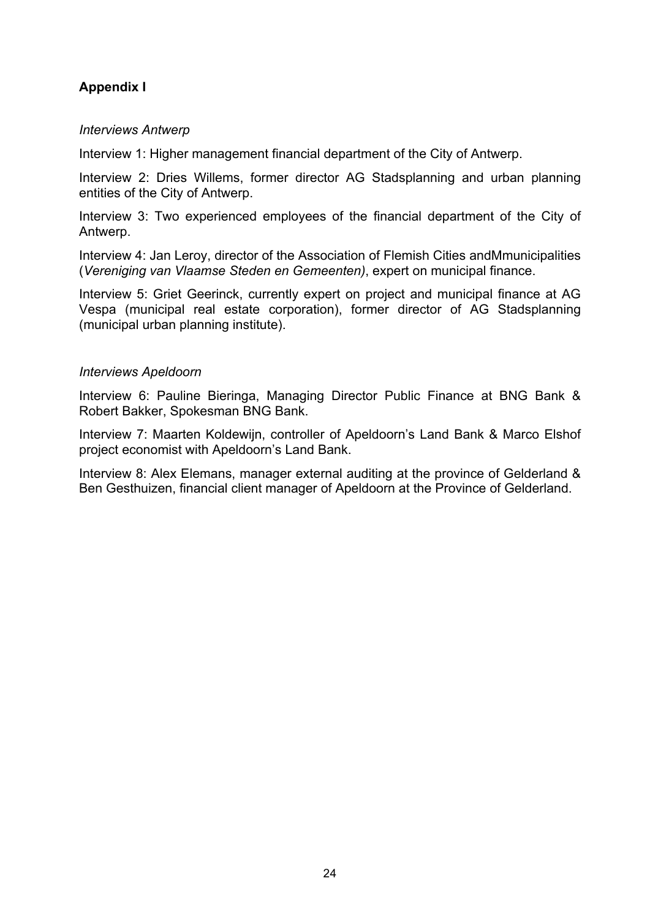## Appendix I

*Interviews Antwerp*

Interview 1: Higher management financial department of the City of Antwerp.

Interview 2: Dries Willems, former director AG Stadsplanning and urban planning entities of the City of Antwerp.

Interview 3: Two experienced employees of the financial department of the City of Antwerp.

Interview 4: Jan Leroy, director of the Association of Flemish Cities andMmunicipalities (*Vereniging van Vlaamse Steden en Gemeenten)*, expert on municipal finance.

Interview 5: Griet Geerinck, currently expert on project and municipal finance at AG Vespa (municipal real estate corporation), former director of AG Stadsplanning (municipal urban planning institute).

*Interviews Apeldoorn*

Interview 6: Pauline Bieringa, Managing Director Public Finance at BNG Bank & Robert Bakker, Spokesman BNG Bank.

Interview 7: Maarten Koldewijn, controller of Apeldoorn's Land Bank & Marco Elshof project economist with Apeldoorn's Land Bank.

Interview 8: Alex Elemans, manager external auditing at the province of Gelderland & Ben Gesthuizen, financial client manager of Apeldoorn at the Province of Gelderland.